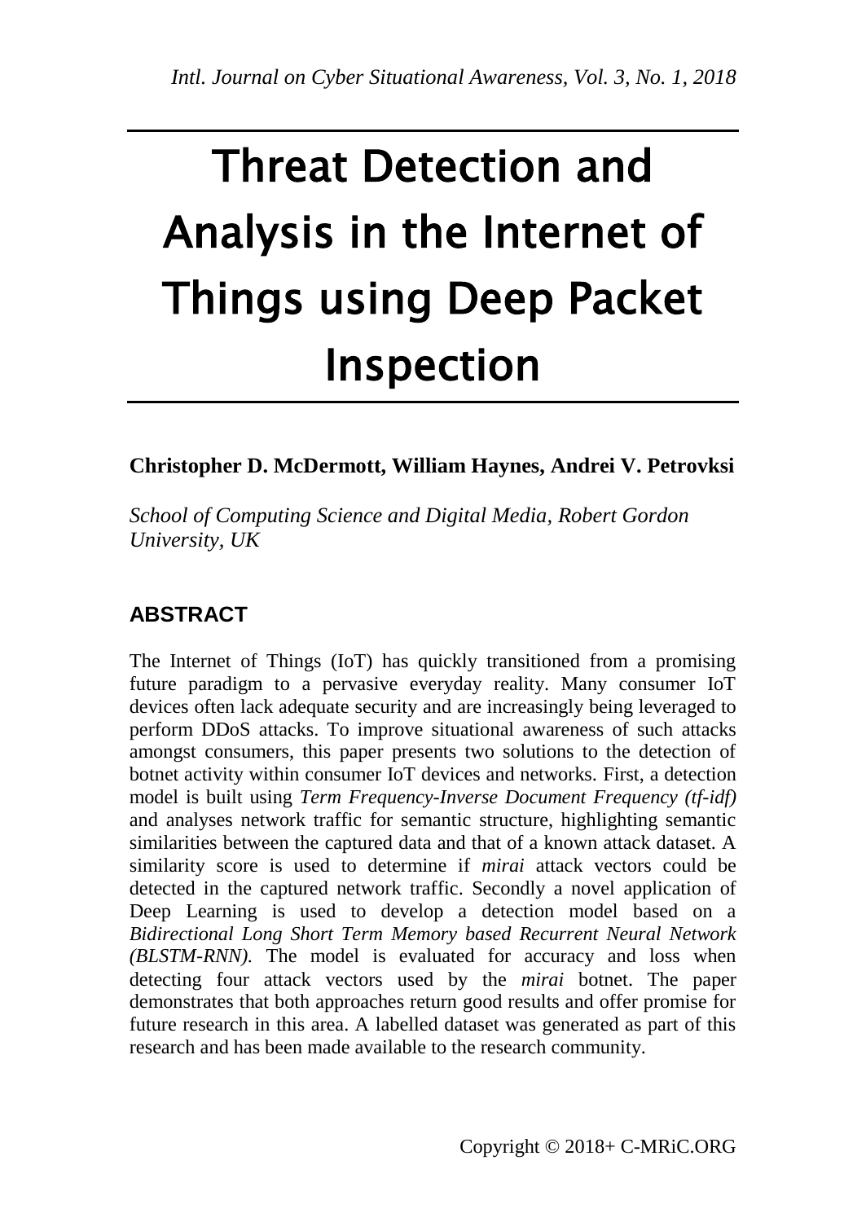# Threat Detection and Analysis in the Internet of Things using Deep Packet Inspection

**Christopher D. McDermott, William Haynes, Andrei V. Petrovksi**

*School of Computing Science and Digital Media, Robert Gordon University, UK*

## ABSTRACT

The Internet of Things (IoT) has quickly transitioned from a promising future paradigm to a pervasive everyday reality. Many consumer IoT devices often lack adequate security and are increasingly being leveraged to perform DDoS attacks. To improve situational awareness of such attacks amongst consumers, this paper presents two solutions to the detection of botnet activity within consumer IoT devices and networks. First, a detection model is built using *Term Frequency-Inverse Document Frequency (tf-idf)* and analyses network traffic for semantic structure, highlighting semantic similarities between the captured data and that of a known attack dataset. A similarity score is used to determine if *mirai* attack vectors could be detected in the captured network traffic. Secondly a novel application of Deep Learning is used to develop a detection model based on a *Bidirectional Long Short Term Memory based Recurrent Neural Network (BLSTM-RNN).* The model is evaluated for accuracy and loss when detecting four attack vectors used by the *mirai* botnet. The paper demonstrates that both approaches return good results and offer promise for future research in this area. A labelled dataset was generated as part of this research and has been made available to the research community.

Copyright © 2018+ C-MRiC.ORG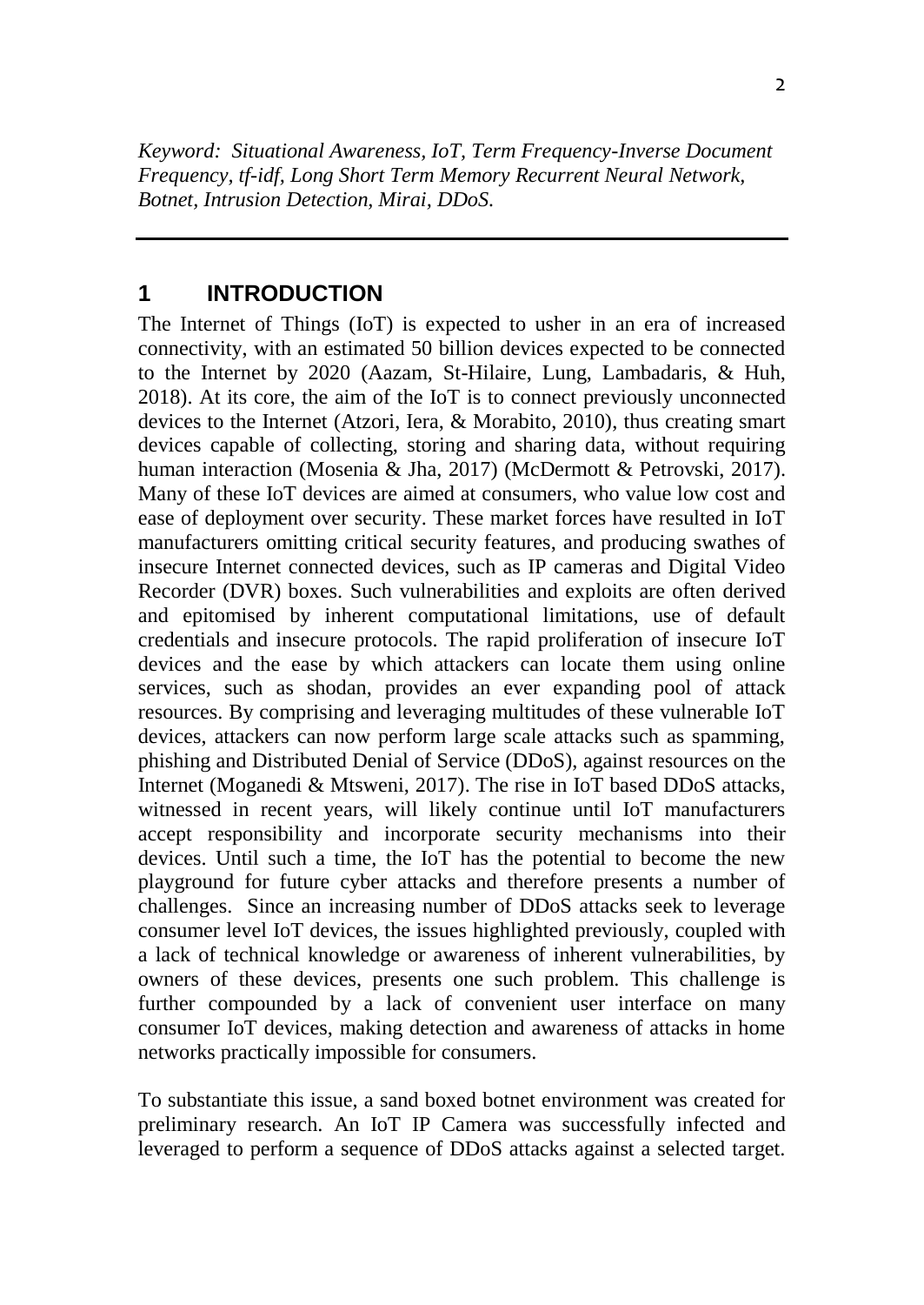*Keyword: Situational Awareness, IoT, Term Frequency-Inverse Document Frequency, tf-idf, Long Short Term Memory Recurrent Neural Network, Botnet, Intrusion Detection, Mirai, DDoS.*

---

## 1 INTRODUCTION

The Internet of Things (IoT) is expected to usher in an era of increased connectivity, with an estimated 50 billion devices expected to be connected to the Internet by 2020 (Aazam, St-Hilaire, Lung, Lambadaris, & Huh, 2018). At its core, the aim of the IoT is to connect previously unconnected devices to the Internet (Atzori, Iera, & Morabito, 2010), thus creating smart devices capable of collecting, storing and sharing data, without requiring human interaction (Mosenia & Jha, 2017) (McDermott & Petrovski, 2017). Many of these IoT devices are aimed at consumers, who value low cost and ease of deployment over security. These market forces have resulted in IoT manufacturers omitting critical security features, and producing swathes of insecure Internet connected devices, such as IP cameras and Digital Video Recorder (DVR) boxes. Such vulnerabilities and exploits are often derived and epitomised by inherent computational limitations, use of default credentials and insecure protocols. The rapid proliferation of insecure IoT devices and the ease by which attackers can locate them using online services, such as shodan, provides an ever expanding pool of attack resources. By comprising and leveraging multitudes of these vulnerable IoT devices, attackers can now perform large scale attacks such as spamming, phishing and Distributed Denial of Service (DDoS), against resources on the Internet (Moganedi & Mtsweni, 2017). The rise in IoT based DDoS attacks, witnessed in recent years, will likely continue until IoT manufacturers accept responsibility and incorporate security mechanisms into their devices. Until such a time, the IoT has the potential to become the new playground for future cyber attacks and therefore presents a number of challenges. Since an increasing number of DDoS attacks seek to leverage consumer level IoT devices, the issues highlighted previously, coupled with a lack of technical knowledge or awareness of inherent vulnerabilities, by owners of these devices, presents one such problem. This challenge is further compounded by a lack of convenient user interface on many consumer IoT devices, making detection and awareness of attacks in home networks practically impossible for consumers.

To substantiate this issue, a sand boxed botnet environment was created for preliminary research. An IoT IP Camera was successfully infected and leveraged to perform a sequence of DDoS attacks against a selected target.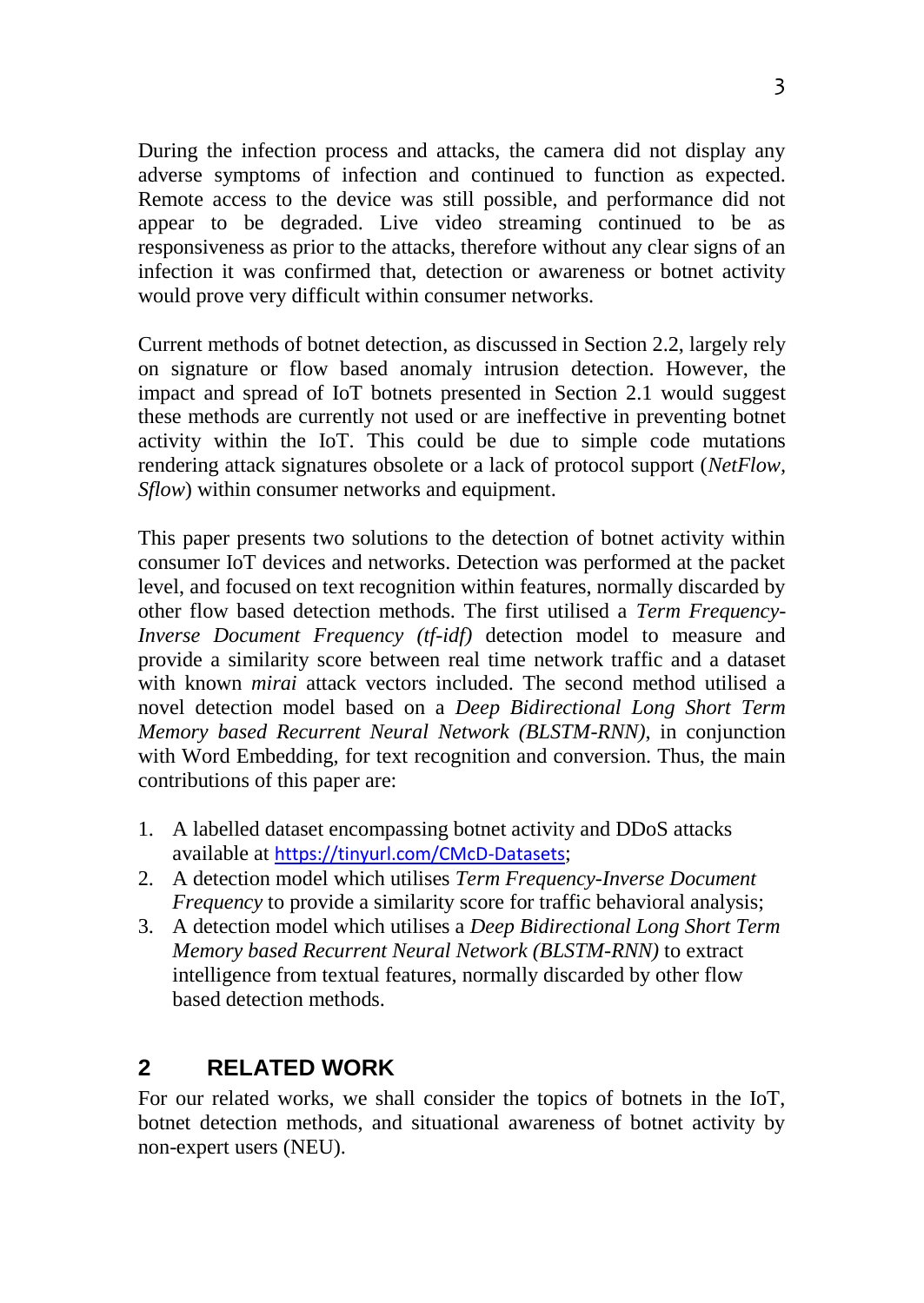During the infection process and attacks, the camera did not display any adverse symptoms of infection and continued to function as expected. Remote access to the device was still possible, and performance did not appear to be degraded. Live video streaming continued to be as responsiveness as prior to the attacks, therefore without any clear signs of an infection it was confirmed that, detection or awareness or botnet activity would prove very difficult within consumer networks.

Current methods of botnet detection, as discussed in Section 2.2, largely rely on signature or flow based anomaly intrusion detection. However, the impact and spread of IoT botnets presented in Section 2.1 would suggest these methods are currently not used or are ineffective in preventing botnet activity within the IoT. This could be due to simple code mutations rendering attack signatures obsolete or a lack of protocol support (*NetFlow*, *Sflow*) within consumer networks and equipment.

This paper presents two solutions to the detection of botnet activity within consumer IoT devices and networks. Detection was performed at the packet level, and focused on text recognition within features, normally discarded by other flow based detection methods. The first utilised a *Term Frequency-Inverse Document Frequency (tf-idf)* detection model to measure and provide a similarity score between real time network traffic and a dataset with known *mirai* attack vectors included. The second method utilised a novel detection model based on a *Deep Bidirectional Long Short Term Memory based Recurrent Neural Network (BLSTM-RNN)*, in conjunction with Word Embedding, for text recognition and conversion. Thus, the main contributions of this paper are:

1. A labelled dataset encompassing botnet activity and DDoS attacks available at https://tinyurl.com/CMcD-Datasets;
2. A detection model which utilises *Term Frequency-Inverse Document Frequency* to provide a similarity score for traffic behavioral analysis;
3. A detection model which utilises a *Deep Bidirectional Long Short Term Memory based Recurrent Neural Network (BLSTM-RNN)* to extract intelligence from textual features, normally discarded by other flow based detection methods.

## 2 RELATED WORK

For our related works, we shall consider the topics of botnets in the IoT, botnet detection methods, and situational awareness of botnet activity by non-expert users (NEU).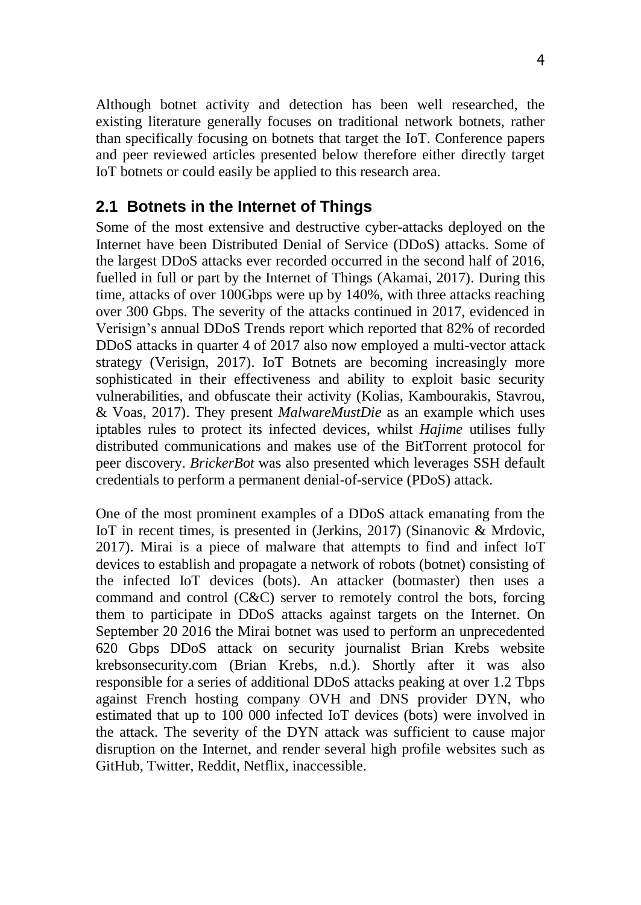Although botnet activity and detection has been well researched, the existing literature generally focuses on traditional network botnets, rather than specifically focusing on botnets that target the IoT. Conference papers and peer reviewed articles presented below therefore either directly target IoT botnets or could easily be applied to this research area.

## 2.1 Botnets in the Internet of Things

Some of the most extensive and destructive cyber-attacks deployed on the Internet have been Distributed Denial of Service (DDoS) attacks. Some of the largest DDoS attacks ever recorded occurred in the second half of 2016, fuelled in full or part by the Internet of Things (Akamai, 2017). During this time, attacks of over 100Gbps were up by 140%, with three attacks reaching over 300 Gbps. The severity of the attacks continued in 2017, evidenced in Verisign's annual DDoS Trends report which reported that 82% of recorded DDoS attacks in quarter 4 of 2017 also now employed a multi-vector attack strategy (Verisign, 2017). IoT Botnets are becoming increasingly more sophisticated in their effectiveness and ability to exploit basic security vulnerabilities, and obfuscate their activity (Kolias, Kambourakis, Stavrou, & Voas, 2017). They present *MalwareMustDie* as an example which uses iptables rules to protect its infected devices, whilst *Hajime* utilises fully distributed communications and makes use of the BitTorrent protocol for peer discovery. *BrickerBot* was also presented which leverages SSH default credentials to perform a permanent denial-of-service (PDoS) attack.

One of the most prominent examples of a DDoS attack emanating from the IoT in recent times, is presented in (Jerkins, 2017) (Sinanovic & Mrdovic, 2017). Mirai is a piece of malware that attempts to find and infect IoT devices to establish and propagate a network of robots (botnet) consisting of the infected IoT devices (bots). An attacker (botmaster) then uses a command and control (C&C) server to remotely control the bots, forcing them to participate in DDoS attacks against targets on the Internet. On September 20 2016 the Mirai botnet was used to perform an unprecedented 620 Gbps DDoS attack on security journalist Brian Krebs website krebsonsecurity.com (Brian Krebs, n.d.). Shortly after it was also responsible for a series of additional DDoS attacks peaking at over 1.2 Tbps against French hosting company OVH and DNS provider DYN, who estimated that up to 100 000 infected IoT devices (bots) were involved in the attack. The severity of the DYN attack was sufficient to cause major disruption on the Internet, and render several high profile websites such as GitHub, Twitter, Reddit, Netflix, inaccessible.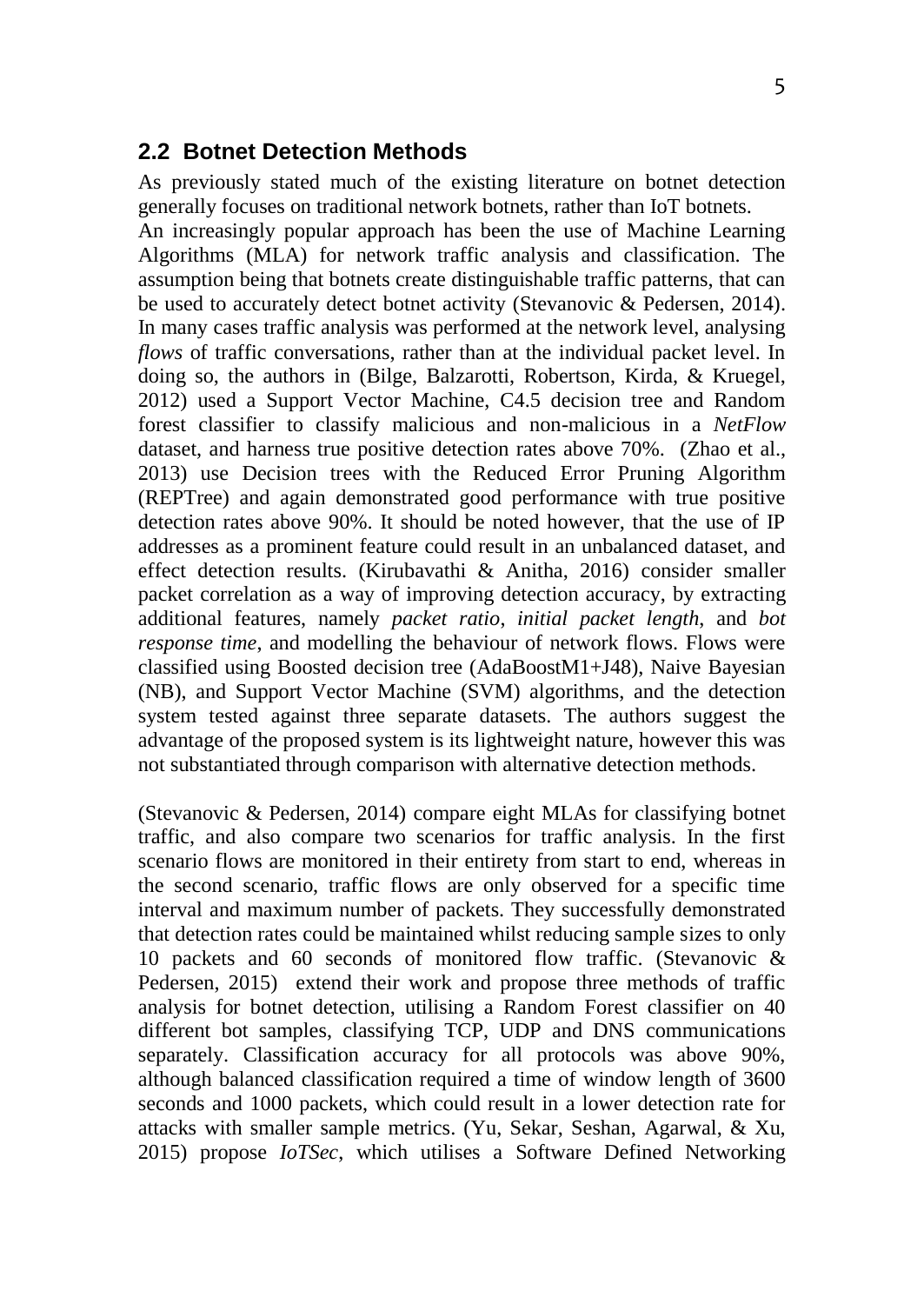## 2.2 Botnet Detection Methods

As previously stated much of the existing literature on botnet detection generally focuses on traditional network botnets, rather than IoT botnets.

An increasingly popular approach has been the use of Machine Learning Algorithms (MLA) for network traffic analysis and classification. The assumption being that botnets create distinguishable traffic patterns, that can be used to accurately detect botnet activity (Stevanovic & Pedersen, 2014). In many cases traffic analysis was performed at the network level, analysing *flows* of traffic conversations, rather than at the individual packet level. In doing so, the authors in (Bilge, Balzarotti, Robertson, Kirda, & Kruegel, 2012) used a Support Vector Machine, C4.5 decision tree and Random forest classifier to classify malicious and non-malicious in a *NetFlow* dataset, and harness true positive detection rates above 70%. (Zhao et al., 2013) use Decision trees with the Reduced Error Pruning Algorithm (REPTree) and again demonstrated good performance with true positive detection rates above 90%. It should be noted however, that the use of IP addresses as a prominent feature could result in an unbalanced dataset, and effect detection results. (Kirubavathi & Anitha, 2016) consider smaller packet correlation as a way of improving detection accuracy, by extracting additional features, namely *packet ratio*, *initial packet length*, and *bot response time*, and modelling the behaviour of network flows. Flows were classified using Boosted decision tree (AdaBoostM1+J48), Naive Bayesian (NB), and Support Vector Machine (SVM) algorithms, and the detection system tested against three separate datasets. The authors suggest the advantage of the proposed system is its lightweight nature, however this was not substantiated through comparison with alternative detection methods.

(Stevanovic & Pedersen, 2014) compare eight MLAs for classifying botnet traffic, and also compare two scenarios for traffic analysis. In the first scenario flows are monitored in their entirety from start to end, whereas in the second scenario, traffic flows are only observed for a specific time interval and maximum number of packets. They successfully demonstrated that detection rates could be maintained whilst reducing sample sizes to only 10 packets and 60 seconds of monitored flow traffic. (Stevanovic & Pedersen, 2015) extend their work and propose three methods of traffic analysis for botnet detection, utilising a Random Forest classifier on 40 different bot samples, classifying TCP, UDP and DNS communications separately. Classification accuracy for all protocols was above 90%, although balanced classification required a time of window length of 3600 seconds and 1000 packets, which could result in a lower detection rate for attacks with smaller sample metrics. (Yu, Sekar, Seshan, Agarwal, & Xu, 2015) propose *IoTSec*, which utilises a Software Defined Networking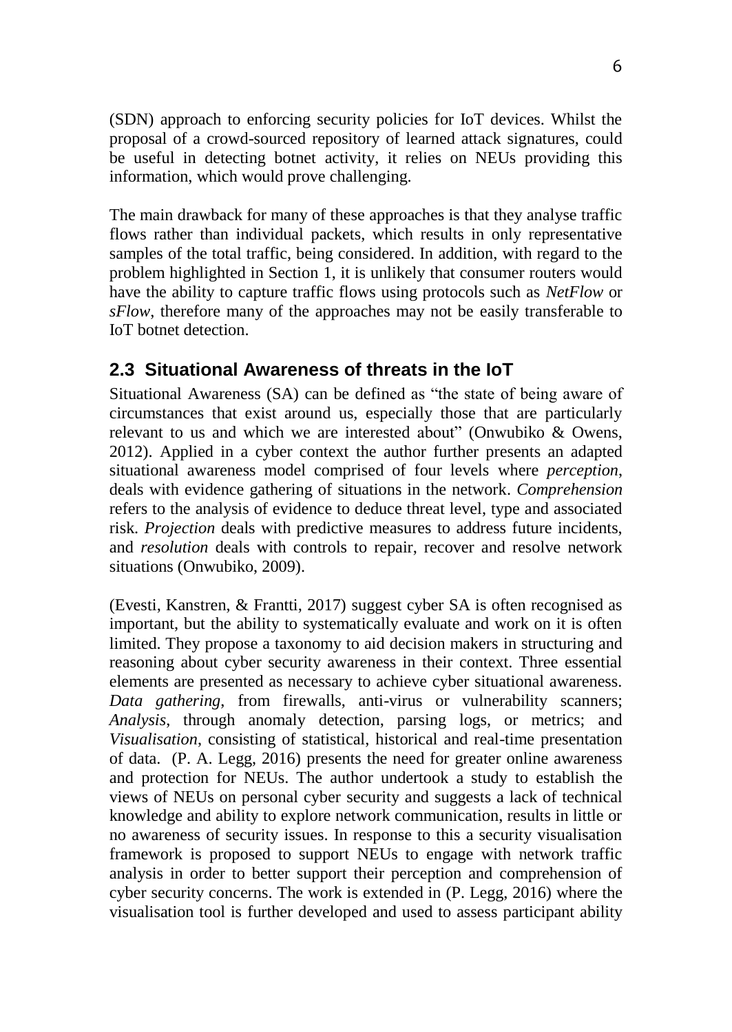(SDN) approach to enforcing security policies for IoT devices. Whilst the proposal of a crowd-sourced repository of learned attack signatures, could be useful in detecting botnet activity, it relies on NEUs providing this information, which would prove challenging.

The main drawback for many of these approaches is that they analyse traffic flows rather than individual packets, which results in only representative samples of the total traffic, being considered. In addition, with regard to the problem highlighted in Section 1, it is unlikely that consumer routers would have the ability to capture traffic flows using protocols such as *NetFlow* or *sFlow*, therefore many of the approaches may not be easily transferable to IoT botnet detection.

## 2.3 Situational Awareness of threats in the IoT

Situational Awareness (SA) can be defined as "the state of being aware of circumstances that exist around us, especially those that are particularly relevant to us and which we are interested about" (Onwubiko & Owens, 2012). Applied in a cyber context the author further presents an adapted situational awareness model comprised of four levels where *perception*, deals with evidence gathering of situations in the network. *Comprehension* refers to the analysis of evidence to deduce threat level, type and associated risk. *Projection* deals with predictive measures to address future incidents, and *resolution* deals with controls to repair, recover and resolve network situations (Onwubiko, 2009).

(Evesti, Kanstren, & Frantti, 2017) suggest cyber SA is often recognised as important, but the ability to systematically evaluate and work on it is often limited. They propose a taxonomy to aid decision makers in structuring and reasoning about cyber security awareness in their context. Three essential elements are presented as necessary to achieve cyber situational awareness. *Data gathering*, from firewalls, anti-virus or vulnerability scanners; *Analysis*, through anomaly detection, parsing logs, or metrics; and *Visualisation*, consisting of statistical, historical and real-time presentation of data. (P. A. Legg, 2016) presents the need for greater online awareness and protection for NEUs. The author undertook a study to establish the views of NEUs on personal cyber security and suggests a lack of technical knowledge and ability to explore network communication, results in little or no awareness of security issues. In response to this a security visualisation framework is proposed to support NEUs to engage with network traffic analysis in order to better support their perception and comprehension of cyber security concerns. The work is extended in (P. Legg, 2016) where the visualisation tool is further developed and used to assess participant ability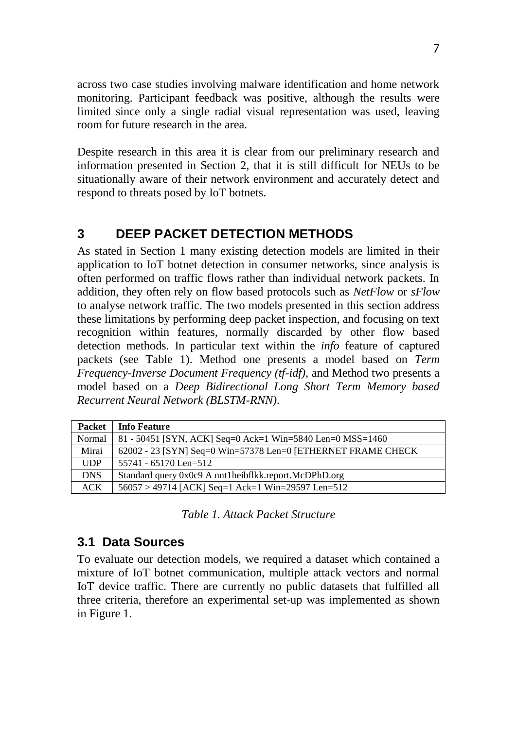across two case studies involving malware identification and home network monitoring. Participant feedback was positive, although the results were limited since only a single radial visual representation was used, leaving room for future research in the area.

Despite research in this area it is clear from our preliminary research and information presented in Section 2, that it is still difficult for NEUs to be situationally aware of their network environment and accurately detect and respond to threats posed by IoT botnets.

## 3 DEEP PACKET DETECTION METHODS

As stated in Section 1 many existing detection models are limited in their application to IoT botnet detection in consumer networks, since analysis is often performed on traffic flows rather than individual network packets. In addition, they often rely on flow based protocols such as *NetFlow* or *sFlow* to analyse network traffic. The two models presented in this section address these limitations by performing deep packet inspection, and focusing on text recognition within features, normally discarded by other flow based detection methods. In particular text within the *info* feature of captured packets (see Table 1). Method one presents a model based on *Term Frequency-Inverse Document Frequency (tf-idf)*, and Method two presents a model based on a *Deep Bidirectional Long Short Term Memory based Recurrent Neural Network (BLSTM-RNN)*.

| Packet | Info Feature |
|---|---|
| Normal | 81 - 50451 [SYN, ACK] Seq=0 Ack=1 Win=5840 Len=0 MSS=1460 |
| Mirai | 62002 - 23 [SYN] Seq=0 Win=57378 Len=0 [ETHERNET FRAME CHECK |
| UDP | 55741 - 65170 Len=512 |
| DNS | Standard query 0x0c9 A nnt1heibflkk.report.McDPhD.org |
| ACK | 56057 > 49714 [ACK] Seq=1 Ack=1 Win=29597 Len=512 |

*Table 1. Attack Packet Structure*

### 3.1 Data Sources

To evaluate our detection models, we required a dataset which contained a mixture of IoT botnet communication, multiple attack vectors and normal IoT device traffic. There are currently no public datasets that fulfilled all three criteria, therefore an experimental set-up was implemented as shown in Figure 1.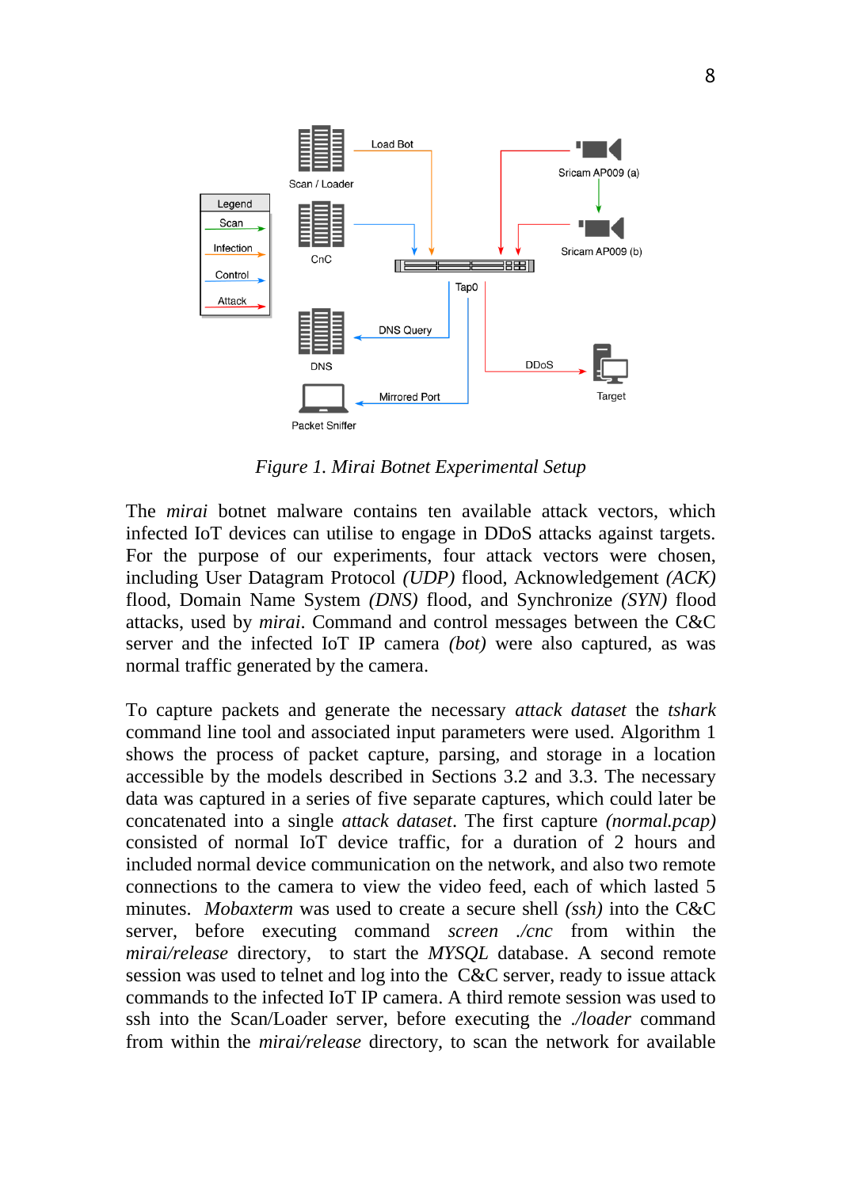*Figure 1. Mirai Botnet Experimental Setup*

The *mirai* botnet malware contains ten available attack vectors, which infected IoT devices can utilise to engage in DDoS attacks against targets. For the purpose of our experiments, four attack vectors were chosen, including User Datagram Protocol *(UDP)* flood, Acknowledgement *(ACK)* flood, Domain Name System *(DNS)* flood, and Synchronize *(SYN)* flood attacks, used by *mirai*. Command and control messages between the C&C server and the infected IoT IP camera *(bot)* were also captured, as was normal traffic generated by the camera.

To capture packets and generate the necessary *attack dataset* the *tshark* command line tool and associated input parameters were used. Algorithm 1 shows the process of packet capture, parsing, and storage in a location accessible by the models described in Sections 3.2 and 3.3. The necessary data was captured in a series of five separate captures, which could later be concatenated into a single *attack dataset*. The first capture *(normal.pcap)* consisted of normal IoT device traffic, for a duration of 2 hours and included normal device communication on the network, and also two remote connections to the camera to view the video feed, each of which lasted 5 minutes. *Mobaxterm* was used to create a secure shell *(ssh)* into the C&C server, before executing command *screen ./cnc* from within the *mirai/release* directory, to start the *MYSQL* database. A second remote session was used to telnet and log into the C&C server, ready to issue attack commands to the infected IoT IP camera. A third remote session was used to ssh into the Scan/Loader server, before executing the *./loader* command from within the *mirai/release* directory, to scan the network for available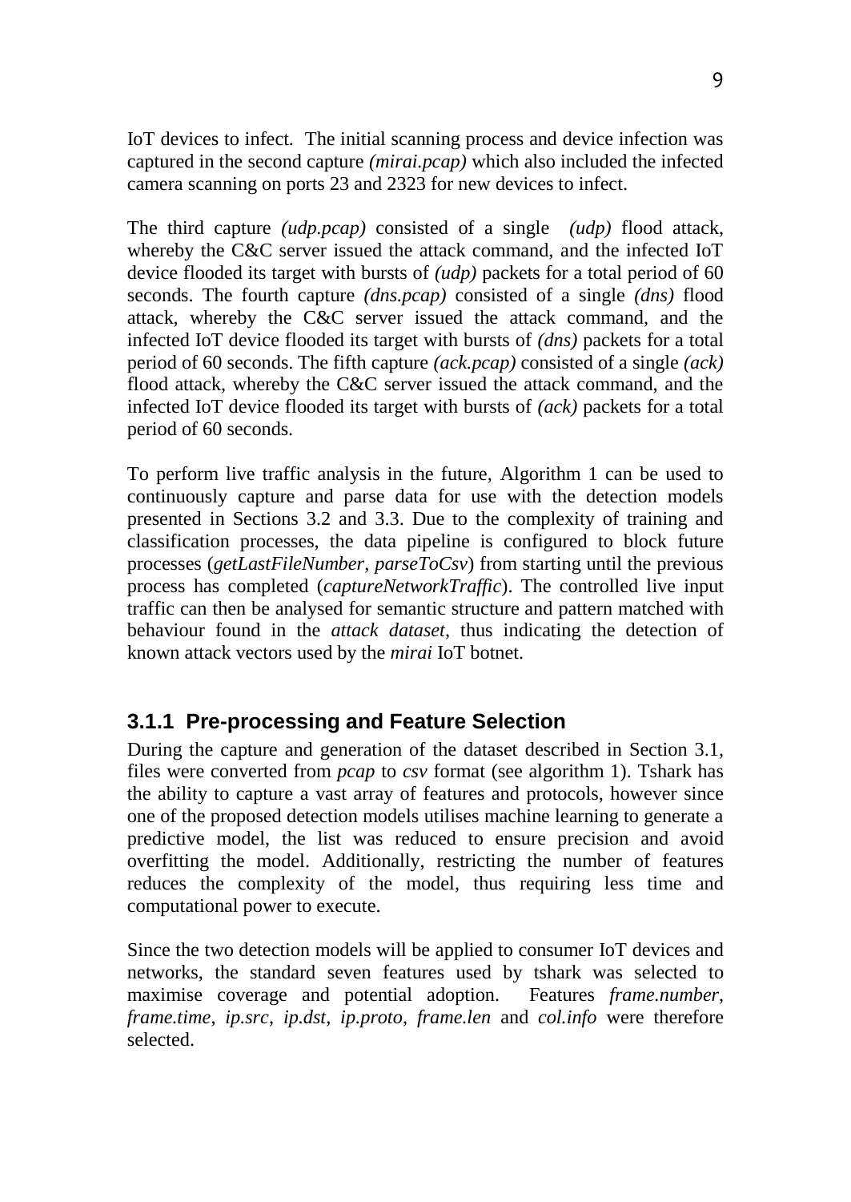IoT devices to infect. The initial scanning process and device infection was captured in the second capture *(mirai.pcap)* which also included the infected camera scanning on ports 23 and 2323 for new devices to infect.

The third capture *(udp.pcap)* consisted of a single *(udp)* flood attack, whereby the C&C server issued the attack command, and the infected IoT device flooded its target with bursts of *(udp)* packets for a total period of 60 seconds. The fourth capture *(dns.pcap)* consisted of a single *(dns)* flood attack, whereby the C&C server issued the attack command, and the infected IoT device flooded its target with bursts of *(dns)* packets for a total period of 60 seconds. The fifth capture *(ack.pcap)* consisted of a single *(ack)* flood attack, whereby the C&C server issued the attack command, and the infected IoT device flooded its target with bursts of *(ack)* packets for a total period of 60 seconds.

To perform live traffic analysis in the future, Algorithm 1 can be used to continuously capture and parse data for use with the detection models presented in Sections 3.2 and 3.3. Due to the complexity of training and classification processes, the data pipeline is configured to block future processes (*getLastFileNumber*, *parseToCsv*) from starting until the previous process has completed (*captureNetworkTraffic*). The controlled live input traffic can then be analysed for semantic structure and pattern matched with behaviour found in the *attack dataset*, thus indicating the detection of known attack vectors used by the *mirai* IoT botnet.

### 3.1.1 Pre-processing and Feature Selection

During the capture and generation of the dataset described in Section 3.1, files were converted from *pcap* to *csv* format (see algorithm 1). Tshark has the ability to capture a vast array of features and protocols, however since one of the proposed detection models utilises machine learning to generate a predictive model, the list was reduced to ensure precision and avoid overfitting the model. Additionally, restricting the number of features reduces the complexity of the model, thus requiring less time and computational power to execute.

Since the two detection models will be applied to consumer IoT devices and networks, the standard seven features used by tshark was selected to maximise coverage and potential adoption. Features *frame.number*, *frame.time*, *ip.src*, *ip.dst*, *ip.proto*, *frame.len* and *col.info* were therefore selected.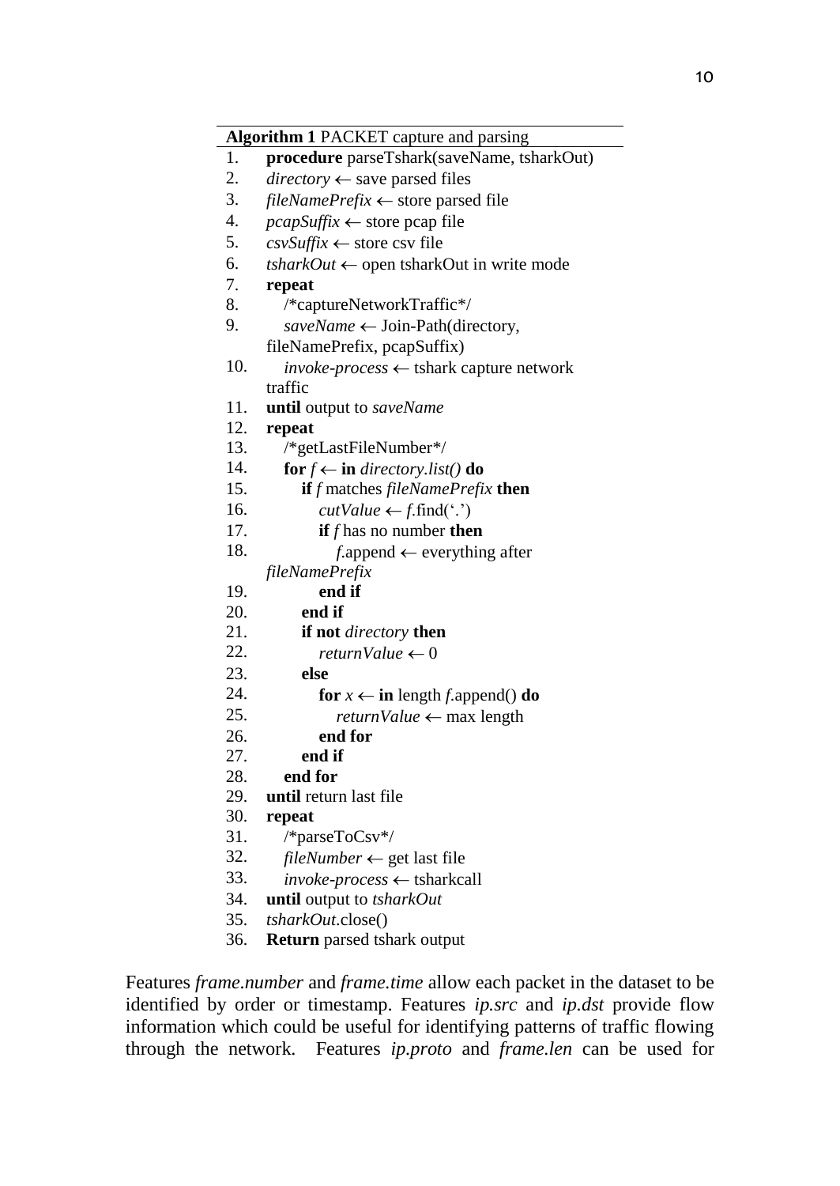**Algorithm 1** PACKET capture and parsing

1. **procedure** parseTshark(saveName, tsharkOut)
2. *directory* ← save parsed files
3. *fileNamePrefix* ← store parsed file
4. *pcapSuffix* ← store pcap file
5. *csvSuffix* ← store csv file
6. *tsharkOut* ← open tsharkOut in write mode
7. **repeat**
8. &nbsp;&nbsp;&nbsp;/*captureNetworkTraffic*/
9. &nbsp;&nbsp;&nbsp;*saveName* ← Join-Path(directory, fileNamePrefix, pcapSuffix)
10. &nbsp;&nbsp;&nbsp;*invoke-process* ← tshark capture network traffic
11. **until** output to *saveName*
12. **repeat**
13. &nbsp;&nbsp;&nbsp;/*getLastFileNumber*/
14. &nbsp;&nbsp;&nbsp;**for** *f* ← **in** *directory.list()* **do**
15. &nbsp;&nbsp;&nbsp;&nbsp;&nbsp;&nbsp;**if** *f* matches *fileNamePrefix* **then**
16. &nbsp;&nbsp;&nbsp;&nbsp;&nbsp;&nbsp;&nbsp;&nbsp;&nbsp;*cutValue* ← *f*.find('.')
17. &nbsp;&nbsp;&nbsp;&nbsp;&nbsp;&nbsp;&nbsp;&nbsp;&nbsp;**if** *f* has no number **then**
18. &nbsp;&nbsp;&nbsp;&nbsp;&nbsp;&nbsp;&nbsp;&nbsp;&nbsp;&nbsp;&nbsp;&nbsp;*f*.append ← everything after *fileNamePrefix*
19. &nbsp;&nbsp;&nbsp;&nbsp;&nbsp;&nbsp;&nbsp;&nbsp;&nbsp;**end if**
20. &nbsp;&nbsp;&nbsp;&nbsp;&nbsp;&nbsp;**end if**
21. &nbsp;&nbsp;&nbsp;&nbsp;&nbsp;&nbsp;**if not** *directory* **then**
22. &nbsp;&nbsp;&nbsp;&nbsp;&nbsp;&nbsp;&nbsp;&nbsp;&nbsp;*returnValue* ← 0
23. &nbsp;&nbsp;&nbsp;&nbsp;&nbsp;&nbsp;**else**
24. &nbsp;&nbsp;&nbsp;&nbsp;&nbsp;&nbsp;&nbsp;&nbsp;&nbsp;**for** *x* ← **in** length *f*.append() **do**
25. &nbsp;&nbsp;&nbsp;&nbsp;&nbsp;&nbsp;&nbsp;&nbsp;&nbsp;&nbsp;&nbsp;&nbsp;*returnValue* ← max length
26. &nbsp;&nbsp;&nbsp;&nbsp;&nbsp;&nbsp;&nbsp;&nbsp;&nbsp;**end for**
27. &nbsp;&nbsp;&nbsp;&nbsp;&nbsp;&nbsp;**end if**
28. &nbsp;&nbsp;&nbsp;**end for**
29. **until** return last file
30. **repeat**
31. &nbsp;&nbsp;&nbsp;/*parseToCsv*/
32. &nbsp;&nbsp;&nbsp;*fileNumber* ← get last file
33. &nbsp;&nbsp;&nbsp;*invoke-process* ← tsharkcall
34. **until** output to *tsharkOut*
35. *tsharkOut*.close()
36. **Return** parsed tshark output

Features *frame.number* and *frame.time* allow each packet in the dataset to be identified by order or timestamp. Features *ip.src* and *ip.dst* provide flow information which could be useful for identifying patterns of traffic flowing through the network. Features *ip.proto* and *frame.len* can be used for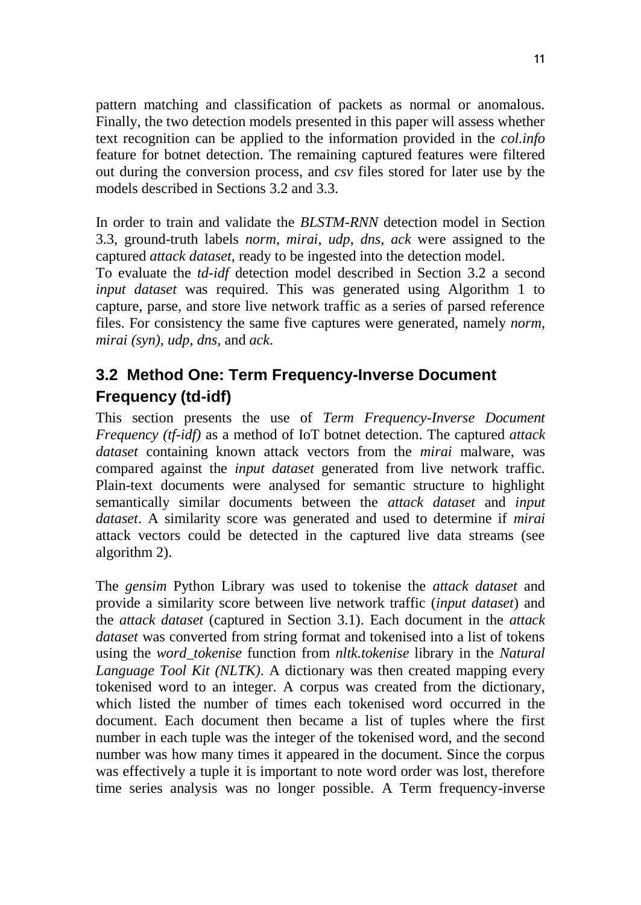pattern matching and classification of packets as normal or anomalous. Finally, the two detection models presented in this paper will assess whether text recognition can be applied to the information provided in the *col.info* feature for botnet detection. The remaining captured features were filtered out during the conversion process, and *csv* files stored for later use by the models described in Sections 3.2 and 3.3.

In order to train and validate the *BLSTM-RNN* detection model in Section 3.3, ground-truth labels *norm*, *mirai*, *udp*, *dns*, *ack* were assigned to the captured *attack dataset*, ready to be ingested into the detection model.
To evaluate the *td-idf* detection model described in Section 3.2 a second *input dataset* was required. This was generated using Algorithm 1 to capture, parse, and store live network traffic as a series of parsed reference files. For consistency the same five captures were generated, namely *norm*, *mirai (syn)*, *udp*, *dns*, and *ack*.

## 3.2 Method One: Term Frequency-Inverse Document Frequency (td-idf)

This section presents the use of *Term Frequency-Inverse Document Frequency (tf-idf)* as a method of IoT botnet detection. The captured *attack dataset* containing known attack vectors from the *mirai* malware, was compared against the *input dataset* generated from live network traffic. Plain-text documents were analysed for semantic structure to highlight semantically similar documents between the *attack dataset* and *input dataset*. A similarity score was generated and used to determine if *mirai* attack vectors could be detected in the captured live data streams (see algorithm 2).

The *gensim* Python Library was used to tokenise the *attack dataset* and provide a similarity score between live network traffic (*input dataset*) and the *attack dataset* (captured in Section 3.1). Each document in the *attack dataset* was converted from string format and tokenised into a list of tokens using the *word_tokenise* function from *nltk.tokenise* library in the *Natural Language Tool Kit (NLTK)*. A dictionary was then created mapping every tokenised word to an integer. A corpus was created from the dictionary, which listed the number of times each tokenised word occurred in the document. Each document then became a list of tuples where the first number in each tuple was the integer of the tokenised word, and the second number was how many times it appeared in the document. Since the corpus was effectively a tuple it is important to note word order was lost, therefore time series analysis was no longer possible. A Term frequency-inverse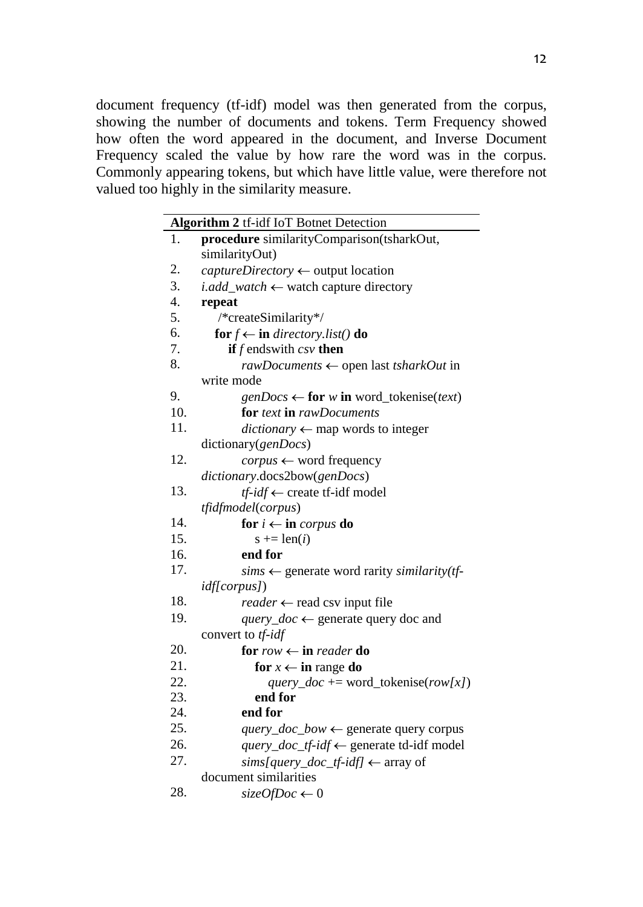document frequency (tf-idf) model was then generated from the corpus, showing the number of documents and tokens. Term Frequency showed how often the word appeared in the document, and Inverse Document Frequency scaled the value by how rare the word was in the corpus. Commonly appearing tokens, but which have little value, were therefore not valued too highly in the similarity measure.

**Algorithm 2** tf-idf IoT Botnet Detection

```
1.  procedure similarityComparison(tsharkOut, similarityOut)
2.  captureDirectory ← output location
3.  i.add_watch ← watch capture directory
4.  repeat
5.     /*createSimilarity*/
6.     for f ← in directory.list() do
7.        if f endswith csv then
8.           rawDocuments ← open last tsharkOut in write mode
9.           genDocs ← for w in word_tokenise(text)
10.          for text in rawDocuments
11.          dictionary ← map words to integer dictionary(genDocs)
12.          corpus ← word frequency dictionary.docs2bow(genDocs)
13.          tf-idf ← create tf-idf model tfidfmodel(corpus)
14.          for i ← in corpus do
15.             s += len(i)
16.          end for
17.          sims ← generate word rarity similarity(tf-idf[corpus])
18.          reader ← read csv input file
19.          query_doc ← generate query doc and convert to tf-idf
20.          for row ← in reader do
21.             for x ← in range do
22.                query_doc += word_tokenise(row[x])
23.             end for
24.          end for
25.          query_doc_bow ← generate query corpus
26.          query_doc_tf-idf ← generate td-idf model
27.          sims[query_doc_tf-idf] ← array of document similarities
28.          sizeOfDoc ← 0
```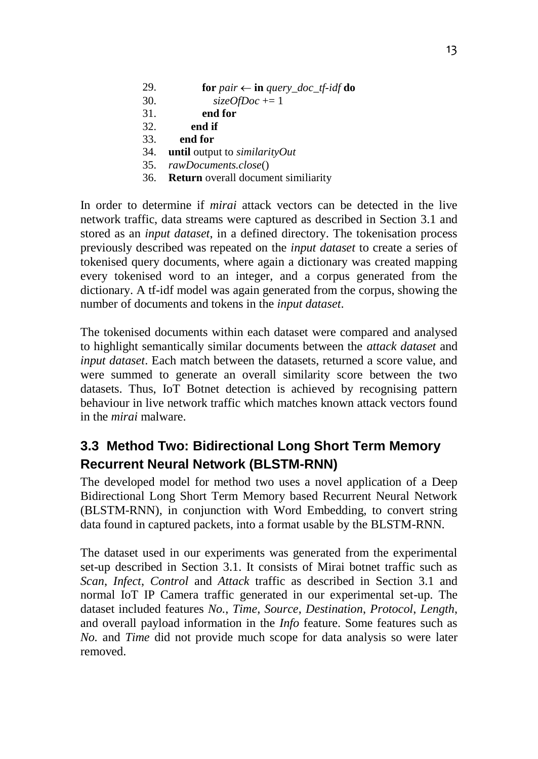```
29.         for pair ← in query_doc_tf-idf do
30.             sizeOfDoc += 1
31.         end for
32.       end if
33.     end for
34.   until output to similarityOut
35.   rawDocuments.close()
36.   Return overall document similiarity
```

In order to determine if *mirai* attack vectors can be detected in the live network traffic, data streams were captured as described in Section 3.1 and stored as an *input dataset*, in a defined directory. The tokenisation process previously described was repeated on the *input dataset* to create a series of tokenised query documents, where again a dictionary was created mapping every tokenised word to an integer, and a corpus generated from the dictionary. A tf-idf model was again generated from the corpus, showing the number of documents and tokens in the *input dataset*.

The tokenised documents within each dataset were compared and analysed to highlight semantically similar documents between the *attack dataset* and *input dataset*. Each match between the datasets, returned a score value, and were summed to generate an overall similarity score between the two datasets. Thus, IoT Botnet detection is achieved by recognising pattern behaviour in live network traffic which matches known attack vectors found in the *mirai* malware.

## 3.3 Method Two: Bidirectional Long Short Term Memory Recurrent Neural Network (BLSTM-RNN)

The developed model for method two uses a novel application of a Deep Bidirectional Long Short Term Memory based Recurrent Neural Network (BLSTM-RNN), in conjunction with Word Embedding, to convert string data found in captured packets, into a format usable by the BLSTM-RNN.

The dataset used in our experiments was generated from the experimental set-up described in Section 3.1. It consists of Mirai botnet traffic such as *Scan*, *Infect*, *Control* and *Attack* traffic as described in Section 3.1 and normal IoT IP Camera traffic generated in our experimental set-up. The dataset included features *No.*, *Time*, *Source*, *Destination*, *Protocol*, *Length*, and overall payload information in the *Info* feature. Some features such as *No.* and *Time* did not provide much scope for data analysis so were later removed.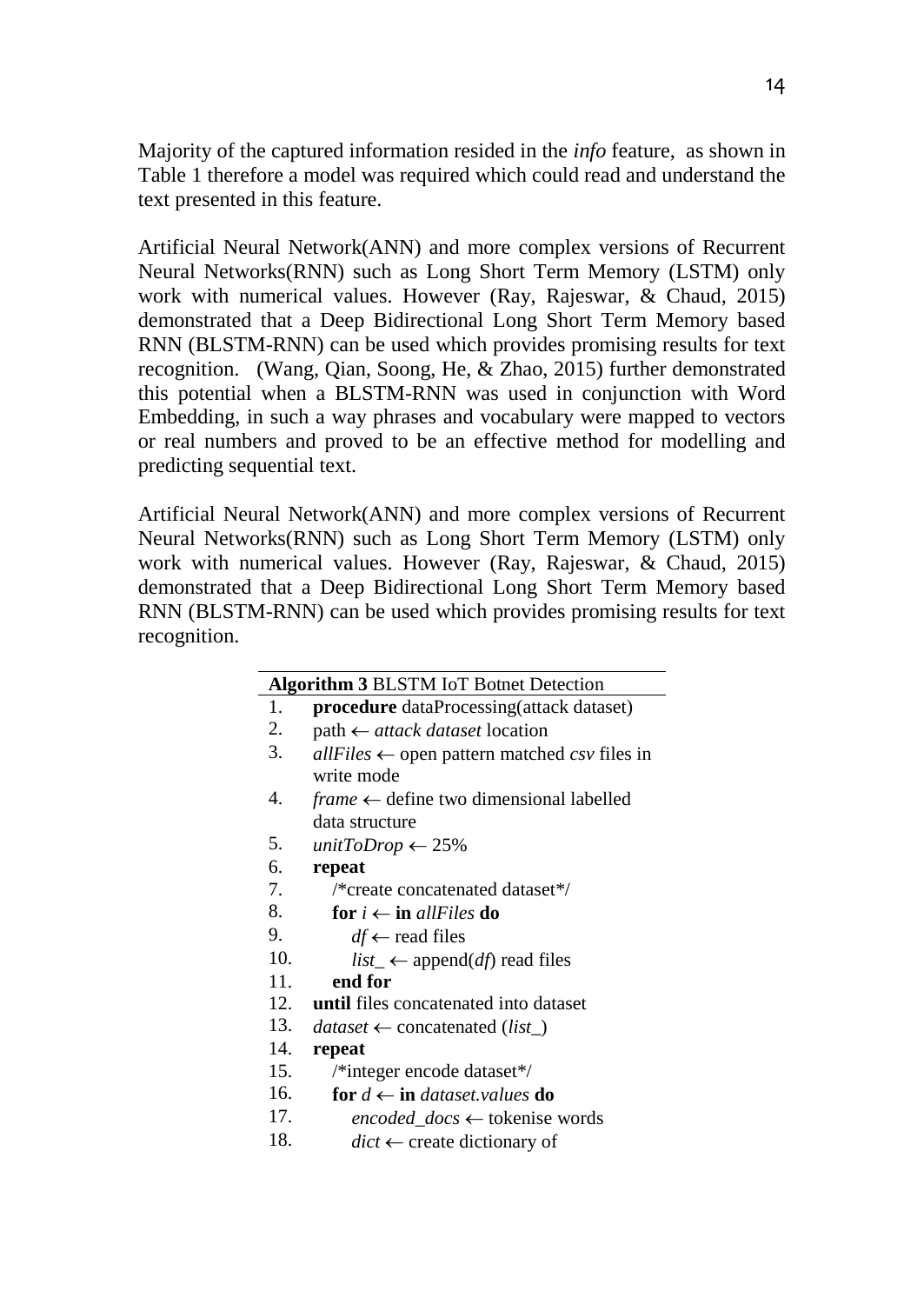Majority of the captured information resided in the *info* feature,  as shown in Table 1 therefore a model was required which could read and understand the text presented in this feature.

Artificial Neural Network(ANN) and more complex versions of Recurrent Neural Networks(RNN) such as Long Short Term Memory (LSTM) only work with numerical values. However (Ray, Rajeswar, & Chaud, 2015) demonstrated that a Deep Bidirectional Long Short Term Memory based RNN (BLSTM-RNN) can be used which provides promising results for text recognition.   (Wang, Qian, Soong, He, & Zhao, 2015) further demonstrated this potential when a BLSTM-RNN was used in conjunction with Word Embedding, in such a way phrases and vocabulary were mapped to vectors or real numbers and proved to be an effective method for modelling and predicting sequential text.

Artificial Neural Network(ANN) and more complex versions of Recurrent Neural Networks(RNN) such as Long Short Term Memory (LSTM) only work with numerical values. However (Ray, Rajeswar, & Chaud, 2015) demonstrated that a Deep Bidirectional Long Short Term Memory based RNN (BLSTM-RNN) can be used which provides promising results for text recognition.

**Algorithm 3** BLSTM IoT Botnet Detection

```
1.  procedure dataProcessing(attack dataset)
2.  path ← attack dataset location
3.  allFiles ← open pattern matched csv files in
    write mode
4.  frame ← define two dimensional labelled
    data structure
5.  unitToDrop ← 25%
6.  repeat
7.     /*create concatenated dataset*/
8.     for i ← in allFiles do
9.        df ← read files
10.       list_ ← append(df) read files
11.    end for
12. until files concatenated into dataset
13. dataset ← concatenated (list_)
14. repeat
15.    /*integer encode dataset*/
16.    for d ← in dataset.values do
17.       encoded_docs ← tokenise words
18.       dict ← create dictionary of
```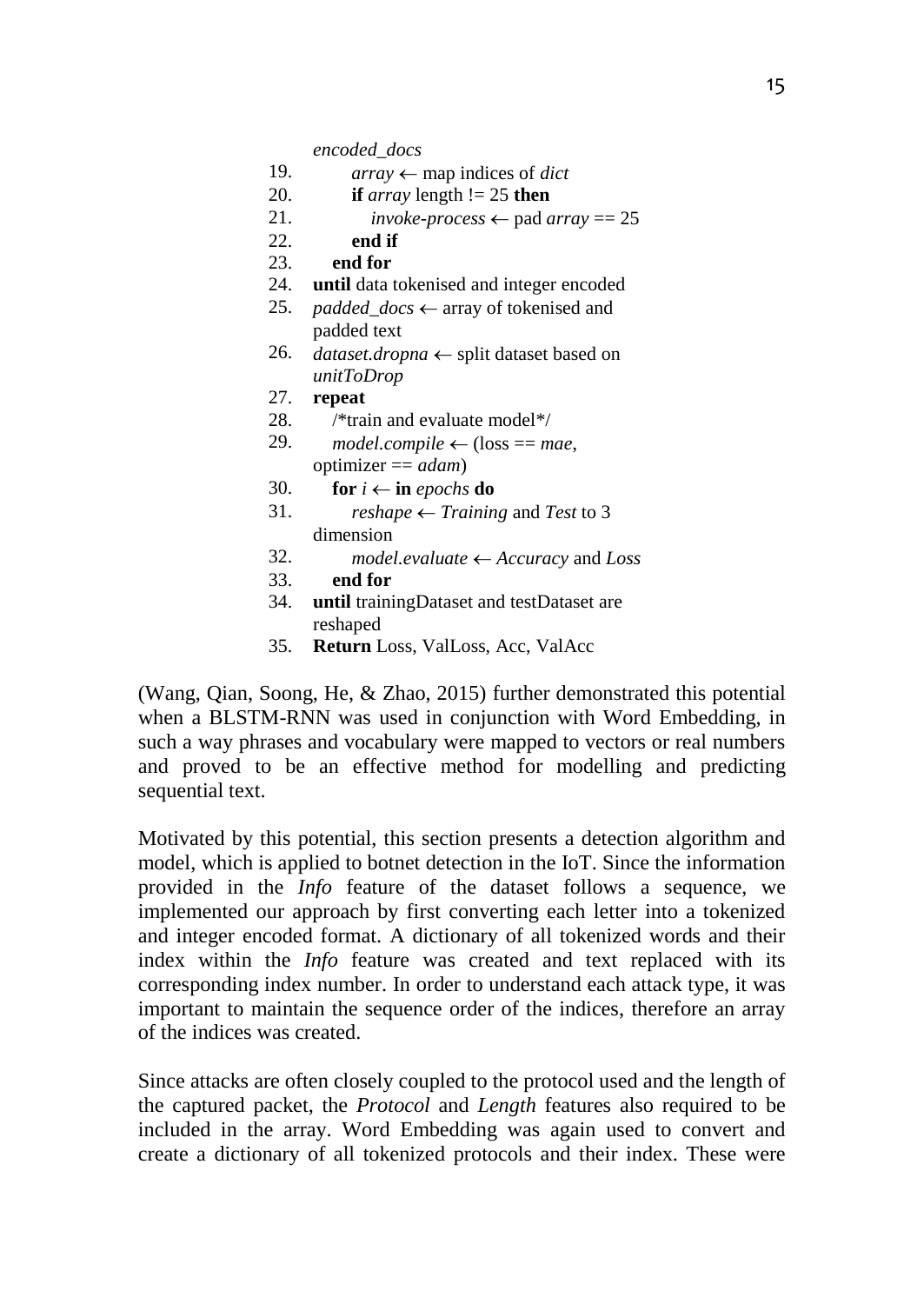```
        encoded_docs
19.         array ← map indices of dict
20.         if array length != 25 then
21.             invoke-process ← pad array == 25
22.         end if
23.     end for
24. until data tokenised and integer encoded
25. padded_docs ← array of tokenised and
    padded text
26. dataset.dropna ← split dataset based on
    unitToDrop
27. repeat
28.     /*train and evaluate model*/
29.     model.compile ← (loss == mae,
    optimizer == adam)
30.     for i ← in epochs do
31.         reshape ← Training and Test to 3
    dimension
32.         model.evaluate ← Accuracy and Loss
33.     end for
34. until trainingDataset and testDataset are
    reshaped
35. Return Loss, ValLoss, Acc, ValAcc
```

(Wang, Qian, Soong, He, & Zhao, 2015) further demonstrated this potential when a BLSTM-RNN was used in conjunction with Word Embedding, in such a way phrases and vocabulary were mapped to vectors or real numbers and proved to be an effective method for modelling and predicting sequential text.

Motivated by this potential, this section presents a detection algorithm and model, which is applied to botnet detection in the IoT. Since the information provided in the *Info* feature of the dataset follows a sequence, we implemented our approach by first converting each letter into a tokenized and integer encoded format. A dictionary of all tokenized words and their index within the *Info* feature was created and text replaced with its corresponding index number. In order to understand each attack type, it was important to maintain the sequence order of the indices, therefore an array of the indices was created.

Since attacks are often closely coupled to the protocol used and the length of the captured packet, the *Protocol* and *Length* features also required to be included in the array. Word Embedding was again used to convert and create a dictionary of all tokenized protocols and their index. These were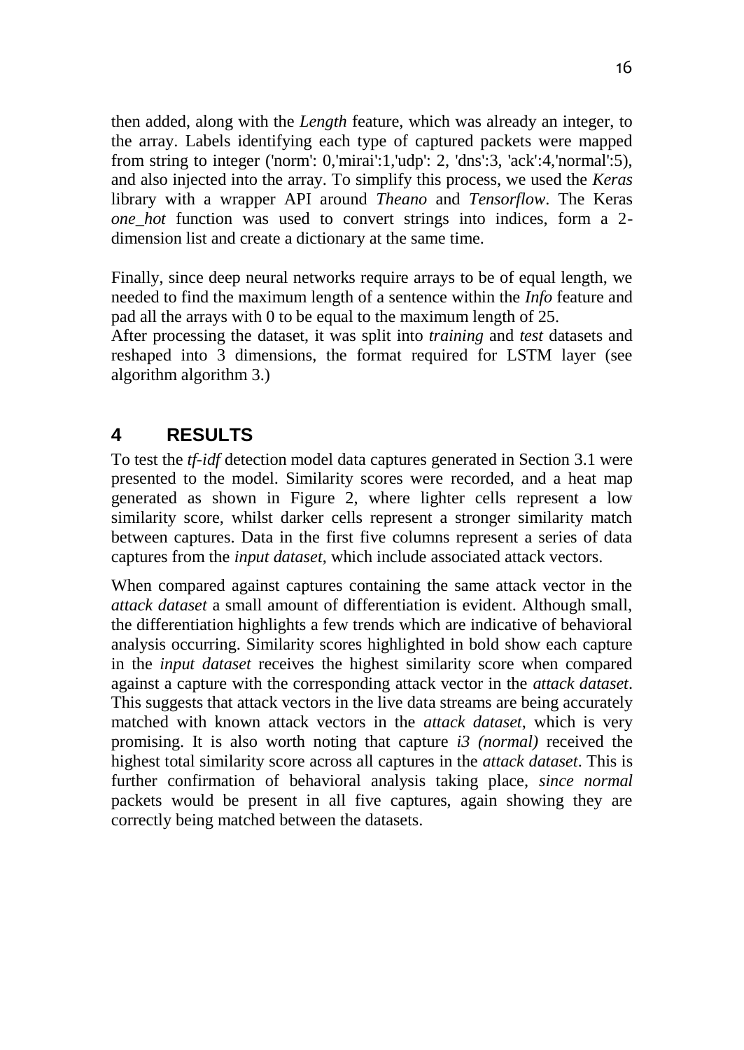then added, along with the *Length* feature, which was already an integer, to the array. Labels identifying each type of captured packets were mapped from string to integer ('norm': 0,'mirai':1,'udp': 2, 'dns':3, 'ack':4,'normal':5), and also injected into the array. To simplify this process, we used the *Keras* library with a wrapper API around *Theano* and *Tensorflow*. The Keras *one_hot* function was used to convert strings into indices, form a 2-dimension list and create a dictionary at the same time.

Finally, since deep neural networks require arrays to be of equal length, we needed to find the maximum length of a sentence within the *Info* feature and pad all the arrays with 0 to be equal to the maximum length of 25.
After processing the dataset, it was split into *training* and *test* datasets and reshaped into 3 dimensions, the format required for LSTM layer (see algorithm algorithm 3.)

## 4 RESULTS

To test the *tf-idf* detection model data captures generated in Section 3.1 were presented to the model. Similarity scores were recorded, and a heat map generated as shown in Figure 2, where lighter cells represent a low similarity score, whilst darker cells represent a stronger similarity match between captures. Data in the first five columns represent a series of data captures from the *input dataset*, which include associated attack vectors.

When compared against captures containing the same attack vector in the *attack dataset* a small amount of differentiation is evident. Although small, the differentiation highlights a few trends which are indicative of behavioral analysis occurring. Similarity scores highlighted in bold show each capture in the *input dataset* receives the highest similarity score when compared against a capture with the corresponding attack vector in the *attack dataset*. This suggests that attack vectors in the live data streams are being accurately matched with known attack vectors in the *attack dataset*, which is very promising. It is also worth noting that capture *i3 (normal)* received the highest total similarity score across all captures in the *attack dataset*. This is further confirmation of behavioral analysis taking place, *since normal* packets would be present in all five captures, again showing they are correctly being matched between the datasets.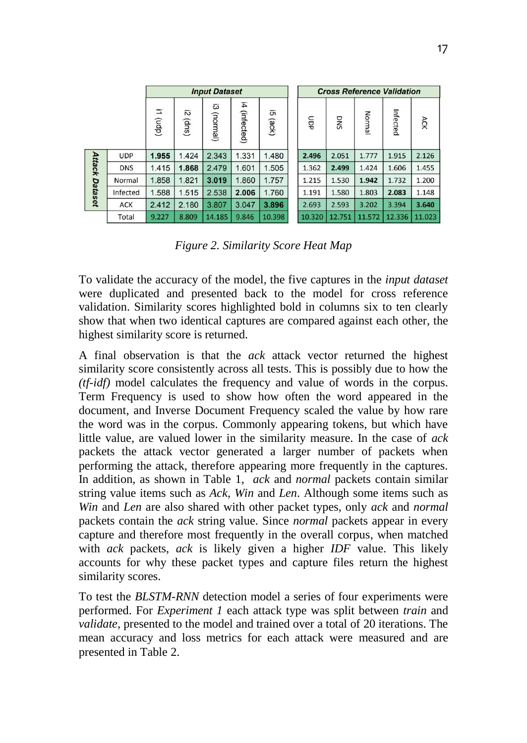| Attack Dataset | Input Dataset | | | | | Cross Reference Validation | | | | |
|---|---|---|---|---|---|---|---|---|---|---|
| | i1 (udp) | i2 (dns) | i3 (normal) | i4 (infected) | i5 (ack) | UDP | DNS | Normal | Infected | ACK |
| UDP | **1.955** | 1.424 | 2.343 | 1.331 | 1.480 | **2.496** | 2.051 | 1.777 | 1.915 | 2.126 |
| DNS | 1.415 | **1.868** | 2.479 | 1.601 | 1.505 | 1.362 | **2.499** | 1.424 | 1.606 | 1.455 |
| Normal | 1.858 | 1.821 | **3.019** | 1.860 | 1.757 | 1.215 | 1.530 | **1.942** | 1.732 | 1.200 |
| Infected | 1.588 | 1.515 | 2.538 | **2.006** | 1.760 | 1.191 | 1.580 | 1.803 | **2.083** | 1.148 |
| ACK | 2.412 | 2.180 | 3.807 | 3.047 | **3.896** | 2.693 | 2.593 | 3.202 | 3.394 | **3.640** |
| Total | 9.227 | 8.809 | 14.185 | 9.846 | 10.398 | 10.320 | 12.751 | 11.572 | 12.336 | 11.023 |

*Figure 2. Similarity Score Heat Map*

To validate the accuracy of the model, the five captures in the *input dataset* were duplicated and presented back to the model for cross reference validation. Similarity scores highlighted bold in columns six to ten clearly show that when two identical captures are compared against each other, the highest similarity score is returned.

A final observation is that the *ack* attack vector returned the highest similarity score consistently across all tests. This is possibly due to how the *(tf-idf)* model calculates the frequency and value of words in the corpus. Term Frequency is used to show how often the word appeared in the document, and Inverse Document Frequency scaled the value by how rare the word was in the corpus. Commonly appearing tokens, but which have little value, are valued lower in the similarity measure. In the case of *ack* packets the attack vector generated a larger number of packets when performing the attack, therefore appearing more frequently in the captures. In addition, as shown in Table 1, *ack* and *normal* packets contain similar string value items such as *Ack*, *Win* and *Len*. Although some items such as *Win* and *Len* are also shared with other packet types, only *ack* and *normal* packets contain the *ack* string value. Since *normal* packets appear in every capture and therefore most frequently in the overall corpus, when matched with *ack* packets, *ack* is likely given a higher *IDF* value. This likely accounts for why these packet types and capture files return the highest similarity scores.

To test the *BLSTM-RNN* detection model a series of four experiments were performed. For *Experiment 1* each attack type was split between *train* and *validate*, presented to the model and trained over a total of 20 iterations. The mean accuracy and loss metrics for each attack were measured and are presented in Table 2.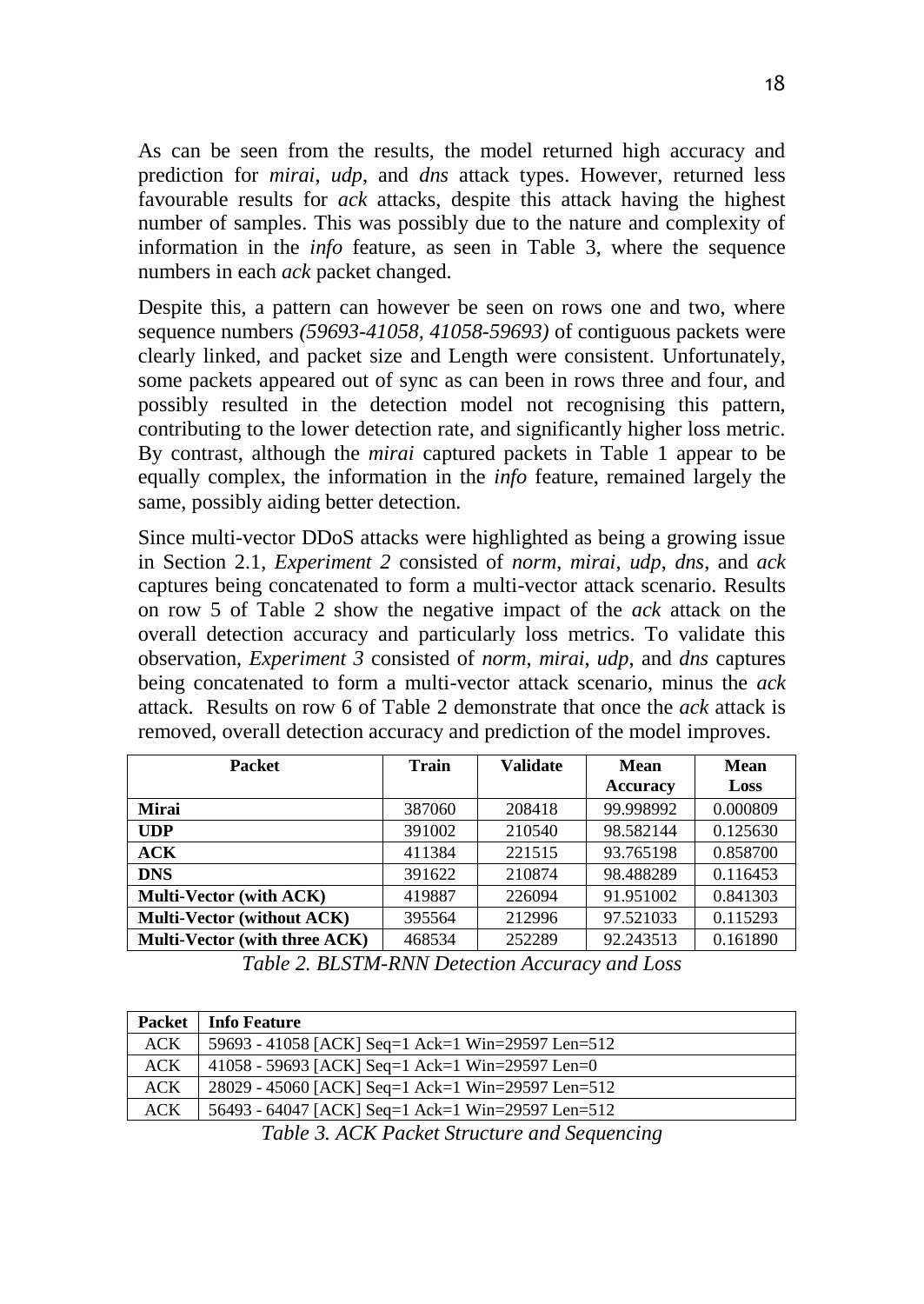As can be seen from the results, the model returned high accuracy and prediction for *mirai*, *udp*, and *dns* attack types. However, returned less favourable results for *ack* attacks, despite this attack having the highest number of samples. This was possibly due to the nature and complexity of information in the *info* feature, as seen in Table 3, where the sequence numbers in each *ack* packet changed.

Despite this, a pattern can however be seen on rows one and two, where sequence numbers *(59693-41058, 41058-59693)* of contiguous packets were clearly linked, and packet size and Length were consistent. Unfortunately, some packets appeared out of sync as can been in rows three and four, and possibly resulted in the detection model not recognising this pattern, contributing to the lower detection rate, and significantly higher loss metric. By contrast, although the *mirai* captured packets in Table 1 appear to be equally complex, the information in the *info* feature, remained largely the same, possibly aiding better detection.

Since multi-vector DDoS attacks were highlighted as being a growing issue in Section 2.1, *Experiment 2* consisted of *norm*, *mirai*, *udp*, *dns*, and *ack* captures being concatenated to form a multi-vector attack scenario. Results on row 5 of Table 2 show the negative impact of the *ack* attack on the overall detection accuracy and particularly loss metrics. To validate this observation, *Experiment 3* consisted of *norm*, *mirai*, *udp*, and *dns* captures being concatenated to form a multi-vector attack scenario, minus the *ack* attack. Results on row 6 of Table 2 demonstrate that once the *ack* attack is removed, overall detection accuracy and prediction of the model improves.

| Packet | Train | Validate | Mean Accuracy | Mean Loss |
|---|---|---|---|---|
| **Mirai** | 387060 | 208418 | 99.998992 | 0.000809 |
| **UDP** | 391002 | 210540 | 98.582144 | 0.125630 |
| **ACK** | 411384 | 221515 | 93.765198 | 0.858700 |
| **DNS** | 391622 | 210874 | 98.488289 | 0.116453 |
| **Multi-Vector (with ACK)** | 419887 | 226094 | 91.951002 | 0.841303 |
| **Multi-Vector (without ACK)** | 395564 | 212996 | 97.521033 | 0.115293 |
| **Multi-Vector (with three ACK)** | 468534 | 252289 | 92.243513 | 0.161890 |

*Table 2. BLSTM-RNN Detection Accuracy and Loss*

| Packet | Info Feature |
|---|---|
| ACK | 59693 - 41058 [ACK] Seq=1 Ack=1 Win=29597 Len=512 |
| ACK | 41058 - 59693 [ACK] Seq=1 Ack=1 Win=29597 Len=0 |
| ACK | 28029 - 45060 [ACK] Seq=1 Ack=1 Win=29597 Len=512 |
| ACK | 56493 - 64047 [ACK] Seq=1 Ack=1 Win=29597 Len=512 |

*Table 3. ACK Packet Structure and Sequencing*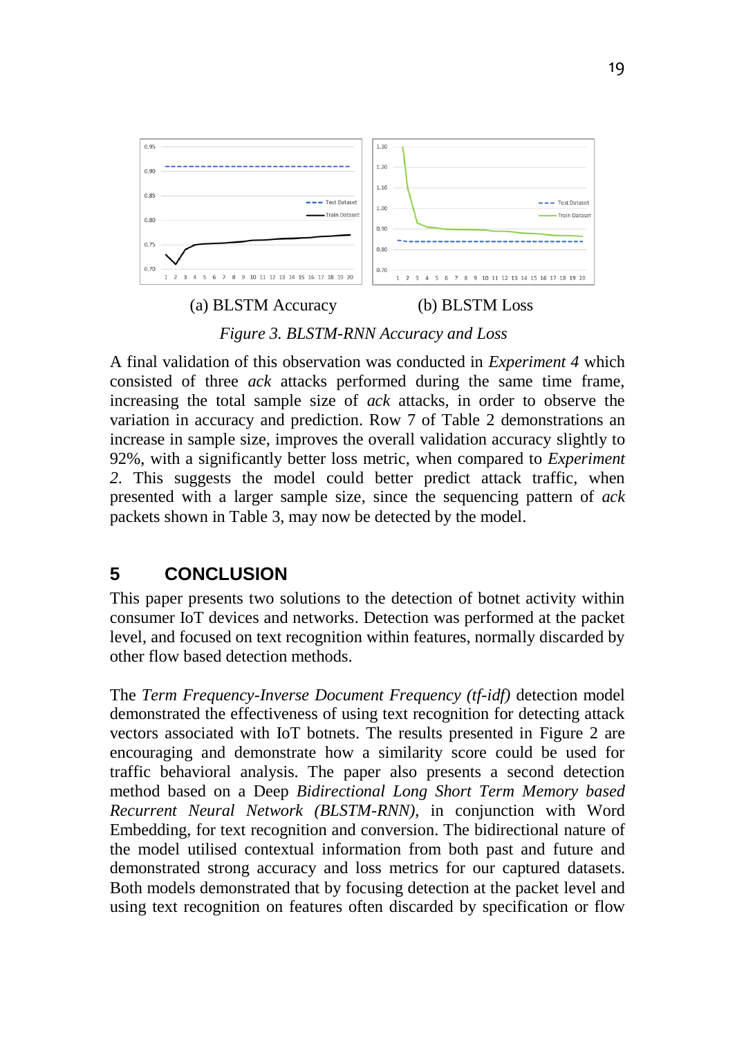(a) BLSTM Accuracy (b) BLSTM Loss

*Figure 3. BLSTM-RNN Accuracy and Loss*

A final validation of this observation was conducted in *Experiment 4* which consisted of three *ack* attacks performed during the same time frame, increasing the total sample size of *ack* attacks, in order to observe the variation in accuracy and prediction. Row 7 of Table 2 demonstrations an increase in sample size, improves the overall validation accuracy slightly to 92%, with a significantly better loss metric, when compared to *Experiment 2*. This suggests the model could better predict attack traffic, when presented with a larger sample size, since the sequencing pattern of *ack* packets shown in Table 3, may now be detected by the model.

## 5 CONCLUSION

This paper presents two solutions to the detection of botnet activity within consumer IoT devices and networks. Detection was performed at the packet level, and focused on text recognition within features, normally discarded by other flow based detection methods.

The *Term Frequency-Inverse Document Frequency (tf-idf)* detection model demonstrated the effectiveness of using text recognition for detecting attack vectors associated with IoT botnets. The results presented in Figure 2 are encouraging and demonstrate how a similarity score could be used for traffic behavioral analysis. The paper also presents a second detection method based on a Deep *Bidirectional Long Short Term Memory based Recurrent Neural Network (BLSTM-RNN)*, in conjunction with Word Embedding, for text recognition and conversion. The bidirectional nature of the model utilised contextual information from both past and future and demonstrated strong accuracy and loss metrics for our captured datasets. Both models demonstrated that by focusing detection at the packet level and using text recognition on features often discarded by specification or flow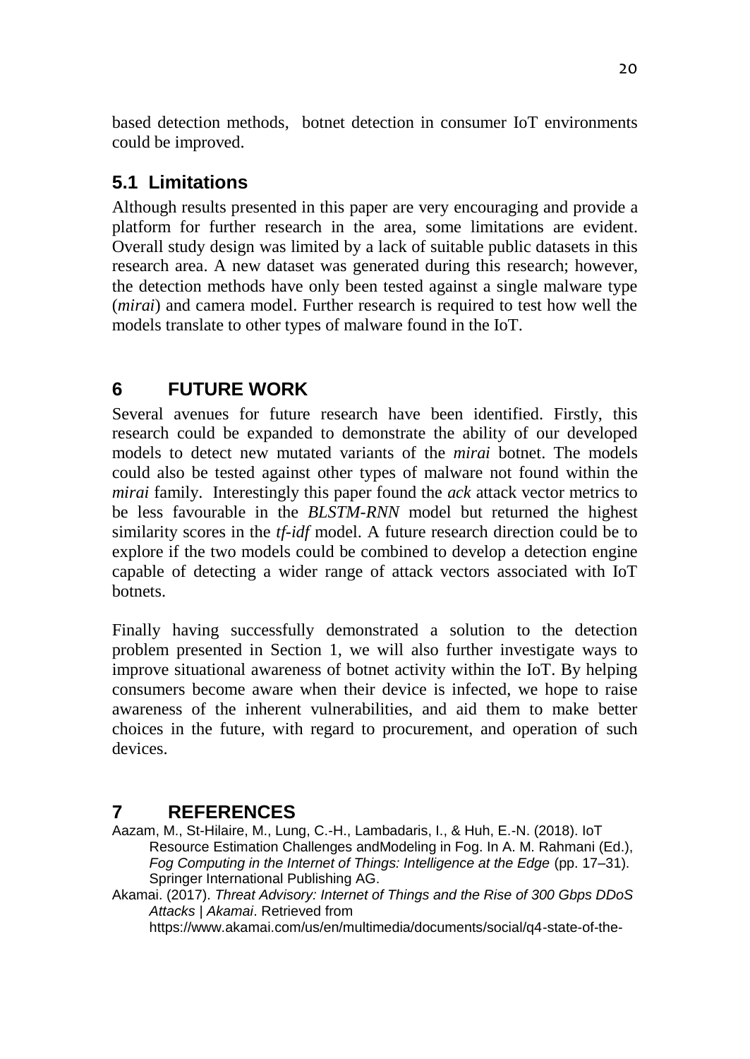based detection methods, botnet detection in consumer IoT environments could be improved.

## 5.1 Limitations

Although results presented in this paper are very encouraging and provide a platform for further research in the area, some limitations are evident. Overall study design was limited by a lack of suitable public datasets in this research area. A new dataset was generated during this research; however, the detection methods have only been tested against a single malware type (*mirai*) and camera model. Further research is required to test how well the models translate to other types of malware found in the IoT.

# 6 FUTURE WORK

Several avenues for future research have been identified. Firstly, this research could be expanded to demonstrate the ability of our developed models to detect new mutated variants of the *mirai* botnet. The models could also be tested against other types of malware not found within the *mirai* family. Interestingly this paper found the *ack* attack vector metrics to be less favourable in the *BLSTM-RNN* model but returned the highest similarity scores in the *tf-idf* model. A future research direction could be to explore if the two models could be combined to develop a detection engine capable of detecting a wider range of attack vectors associated with IoT botnets.

Finally having successfully demonstrated a solution to the detection problem presented in Section 1, we will also further investigate ways to improve situational awareness of botnet activity within the IoT. By helping consumers become aware when their device is infected, we hope to raise awareness of the inherent vulnerabilities, and aid them to make better choices in the future, with regard to procurement, and operation of such devices.

# 7 REFERENCES

Aazam, M., St-Hilaire, M., Lung, C.-H., Lambadaris, I., & Huh, E.-N. (2018). IoT Resource Estimation Challenges andModeling in Fog. In A. M. Rahmani (Ed.), *Fog Computing in the Internet of Things: Intelligence at the Edge* (pp. 17–31). Springer International Publishing AG.

Akamai. (2017). *Threat Advisory: Internet of Things and the Rise of 300 Gbps DDoS Attacks | Akamai*. Retrieved from https://www.akamai.com/us/en/multimedia/documents/social/q4-state-of-the-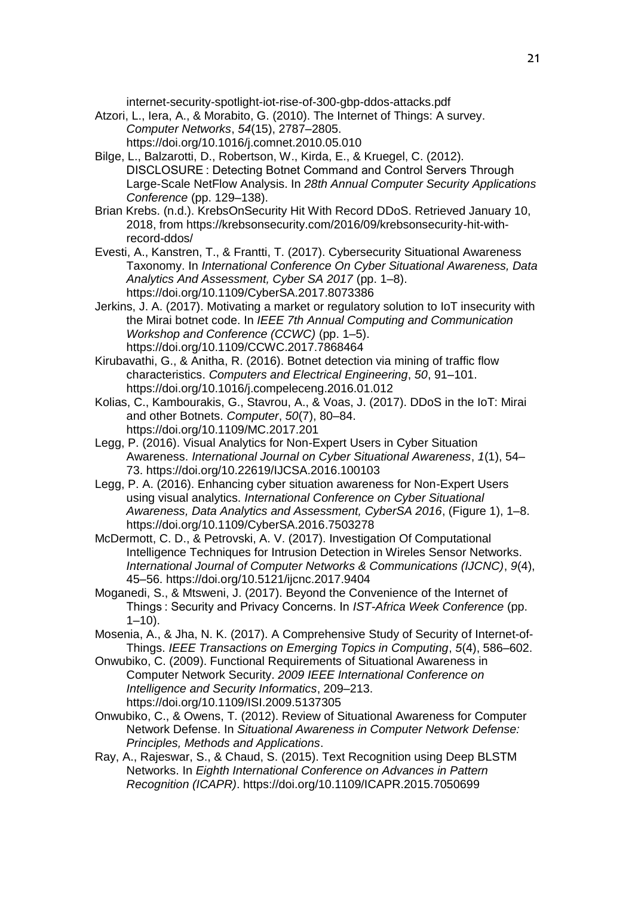internet-security-spotlight-iot-rise-of-300-gbp-ddos-attacks.pdf

Atzori, L., Iera, A., & Morabito, G. (2010). The Internet of Things: A survey. *Computer Networks*, *54*(15), 2787–2805. https://doi.org/10.1016/j.comnet.2010.05.010

Bilge, L., Balzarotti, D., Robertson, W., Kirda, E., & Kruegel, C. (2012). DISCLOSURE : Detecting Botnet Command and Control Servers Through Large-Scale NetFlow Analysis. In *28th Annual Computer Security Applications Conference* (pp. 129–138).

Brian Krebs. (n.d.). KrebsOnSecurity Hit With Record DDoS. Retrieved January 10, 2018, from https://krebsonsecurity.com/2016/09/krebsonsecurity-hit-with-record-ddos/

Evesti, A., Kanstren, T., & Frantti, T. (2017). Cybersecurity Situational Awareness Taxonomy. In *International Conference On Cyber Situational Awareness, Data Analytics And Assessment, Cyber SA 2017* (pp. 1–8). https://doi.org/10.1109/CyberSA.2017.8073386

Jerkins, J. A. (2017). Motivating a market or regulatory solution to IoT insecurity with the Mirai botnet code. In *IEEE 7th Annual Computing and Communication Workshop and Conference (CCWC)* (pp. 1–5). https://doi.org/10.1109/CCWC.2017.7868464

Kirubavathi, G., & Anitha, R. (2016). Botnet detection via mining of traffic flow characteristics. *Computers and Electrical Engineering*, *50*, 91–101. https://doi.org/10.1016/j.compeleceng.2016.01.012

Kolias, C., Kambourakis, G., Stavrou, A., & Voas, J. (2017). DDoS in the IoT: Mirai and other Botnets. *Computer*, *50*(7), 80–84. https://doi.org/10.1109/MC.2017.201

Legg, P. (2016). Visual Analytics for Non-Expert Users in Cyber Situation Awareness. *International Journal on Cyber Situational Awareness*, *1*(1), 54–73. https://doi.org/10.22619/IJCSA.2016.100103

Legg, P. A. (2016). Enhancing cyber situation awareness for Non-Expert Users using visual analytics. *International Conference on Cyber Situational Awareness, Data Analytics and Assessment, CyberSA 2016*, (Figure 1), 1–8. https://doi.org/10.1109/CyberSA.2016.7503278

McDermott, C. D., & Petrovski, A. V. (2017). Investigation Of Computational Intelligence Techniques for Intrusion Detection in Wireles Sensor Networks. *International Journal of Computer Networks & Communications (IJCNC)*, *9*(4), 45–56. https://doi.org/10.5121/ijcnc.2017.9404

Moganedi, S., & Mtsweni, J. (2017). Beyond the Convenience of the Internet of Things : Security and Privacy Concerns. In *IST-Africa Week Conference* (pp. 1–10).

Mosenia, A., & Jha, N. K. (2017). A Comprehensive Study of Security of Internet-of-Things. *IEEE Transactions on Emerging Topics in Computing*, *5*(4), 586–602.

Onwubiko, C. (2009). Functional Requirements of Situational Awareness in Computer Network Security. *2009 IEEE International Conference on Intelligence and Security Informatics*, 209–213. https://doi.org/10.1109/ISI.2009.5137305

Onwubiko, C., & Owens, T. (2012). Review of Situational Awareness for Computer Network Defense. In *Situational Awareness in Computer Network Defense: Principles, Methods and Applications*.

Ray, A., Rajeswar, S., & Chaud, S. (2015). Text Recognition using Deep BLSTM Networks. In *Eighth International Conference on Advances in Pattern Recognition (ICAPR)*. https://doi.org/10.1109/ICAPR.2015.7050699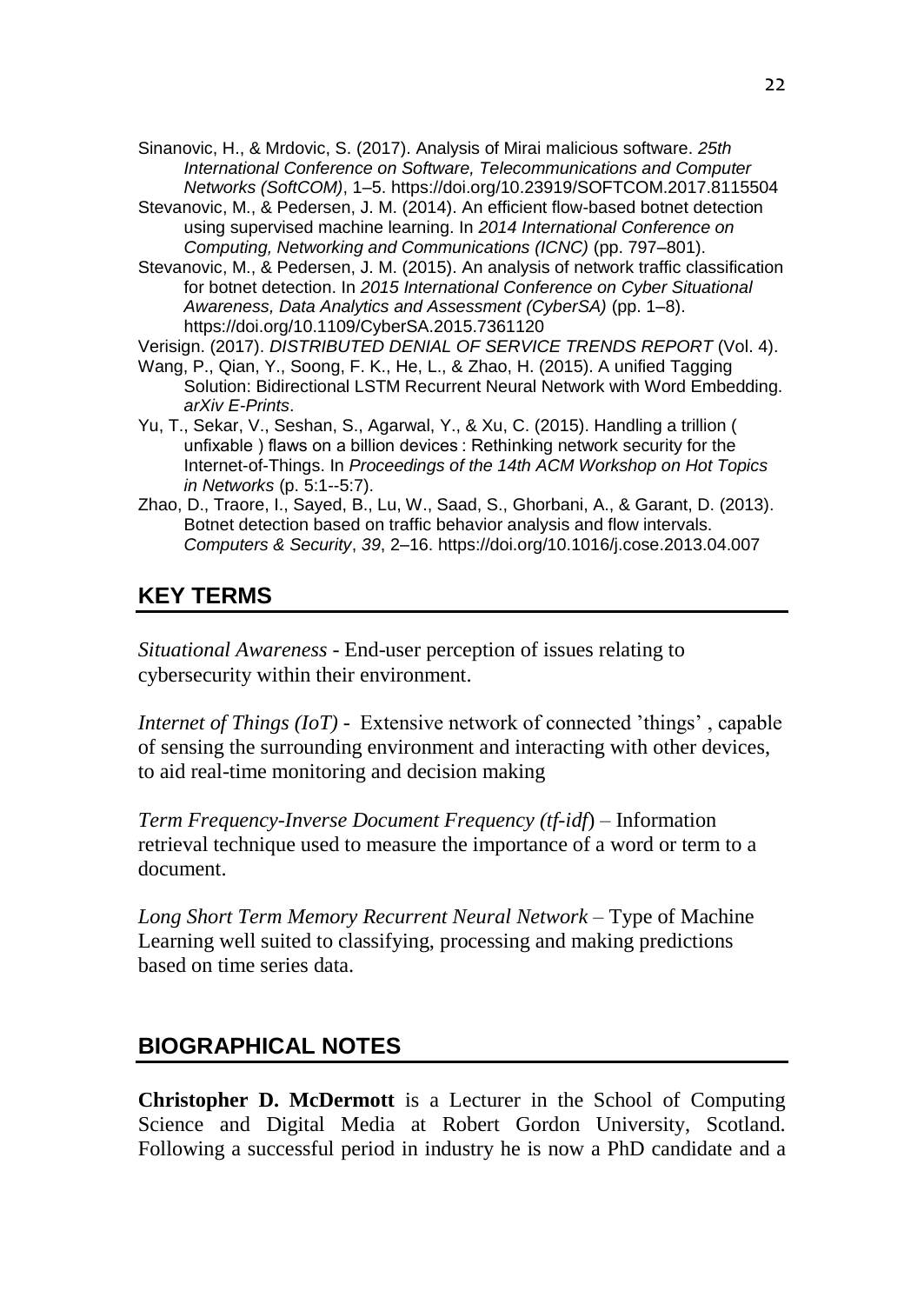Sinanovic, H., & Mrdovic, S. (2017). Analysis of Mirai malicious software. *25th International Conference on Software, Telecommunications and Computer Networks (SoftCOM)*, 1–5. https://doi.org/10.23919/SOFTCOM.2017.8115504

Stevanovic, M., & Pedersen, J. M. (2014). An efficient flow-based botnet detection using supervised machine learning. In *2014 International Conference on Computing, Networking and Communications (ICNC)* (pp. 797–801).

Stevanovic, M., & Pedersen, J. M. (2015). An analysis of network traffic classification for botnet detection. In *2015 International Conference on Cyber Situational Awareness, Data Analytics and Assessment (CyberSA)* (pp. 1–8). https://doi.org/10.1109/CyberSA.2015.7361120

Verisign. (2017). *DISTRIBUTED DENIAL OF SERVICE TRENDS REPORT* (Vol. 4).

Wang, P., Qian, Y., Soong, F. K., He, L., & Zhao, H. (2015). A unified Tagging Solution: Bidirectional LSTM Recurrent Neural Network with Word Embedding. *arXiv E-Prints*.

Yu, T., Sekar, V., Seshan, S., Agarwal, Y., & Xu, C. (2015). Handling a trillion ( unfixable ) flaws on a billion devices : Rethinking network security for the Internet-of-Things. In *Proceedings of the 14th ACM Workshop on Hot Topics in Networks* (p. 5:1--5:7).

Zhao, D., Traore, I., Sayed, B., Lu, W., Saad, S., Ghorbani, A., & Garant, D. (2013). Botnet detection based on traffic behavior analysis and flow intervals. *Computers & Security*, *39*, 2–16. https://doi.org/10.1016/j.cose.2013.04.007

## KEY TERMS

*Situational Awareness* - End-user perception of issues relating to cybersecurity within their environment.

*Internet of Things (IoT)* - Extensive network of connected 'things' , capable of sensing the surrounding environment and interacting with other devices, to aid real-time monitoring and decision making

*Term Frequency-Inverse Document Frequency (tf-idf)* – Information retrieval technique used to measure the importance of a word or term to a document.

*Long Short Term Memory Recurrent Neural Network* – Type of Machine Learning well suited to classifying, processing and making predictions based on time series data.

## BIOGRAPHICAL NOTES

**Christopher D. McDermott** is a Lecturer in the School of Computing Science and Digital Media at Robert Gordon University, Scotland. Following a successful period in industry he is now a PhD candidate and a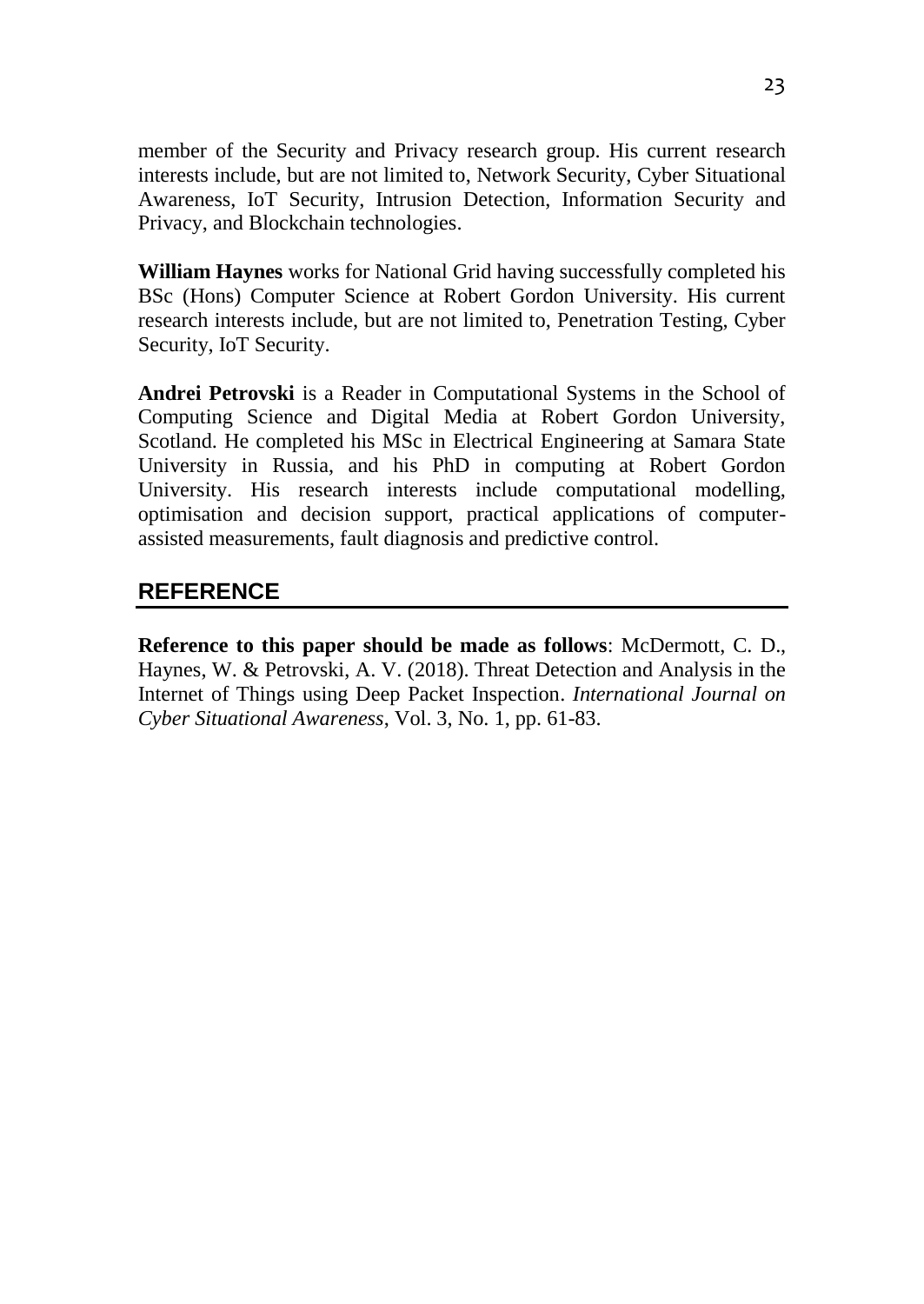member of the Security and Privacy research group. His current research interests include, but are not limited to, Network Security, Cyber Situational Awareness, IoT Security, Intrusion Detection, Information Security and Privacy, and Blockchain technologies.

**William Haynes** works for National Grid having successfully completed his BSc (Hons) Computer Science at Robert Gordon University. His current research interests include, but are not limited to, Penetration Testing, Cyber Security, IoT Security.

**Andrei Petrovski** is a Reader in Computational Systems in the School of Computing Science and Digital Media at Robert Gordon University, Scotland. He completed his MSc in Electrical Engineering at Samara State University in Russia, and his PhD in computing at Robert Gordon University. His research interests include computational modelling, optimisation and decision support, practical applications of computer-assisted measurements, fault diagnosis and predictive control.

## REFERENCE

**Reference to this paper should be made as follows**: McDermott, C. D., Haynes, W. & Petrovski, A. V. (2018). Threat Detection and Analysis in the Internet of Things using Deep Packet Inspection. *International Journal on Cyber Situational Awareness*, Vol. 3, No. 1, pp. 61-83.